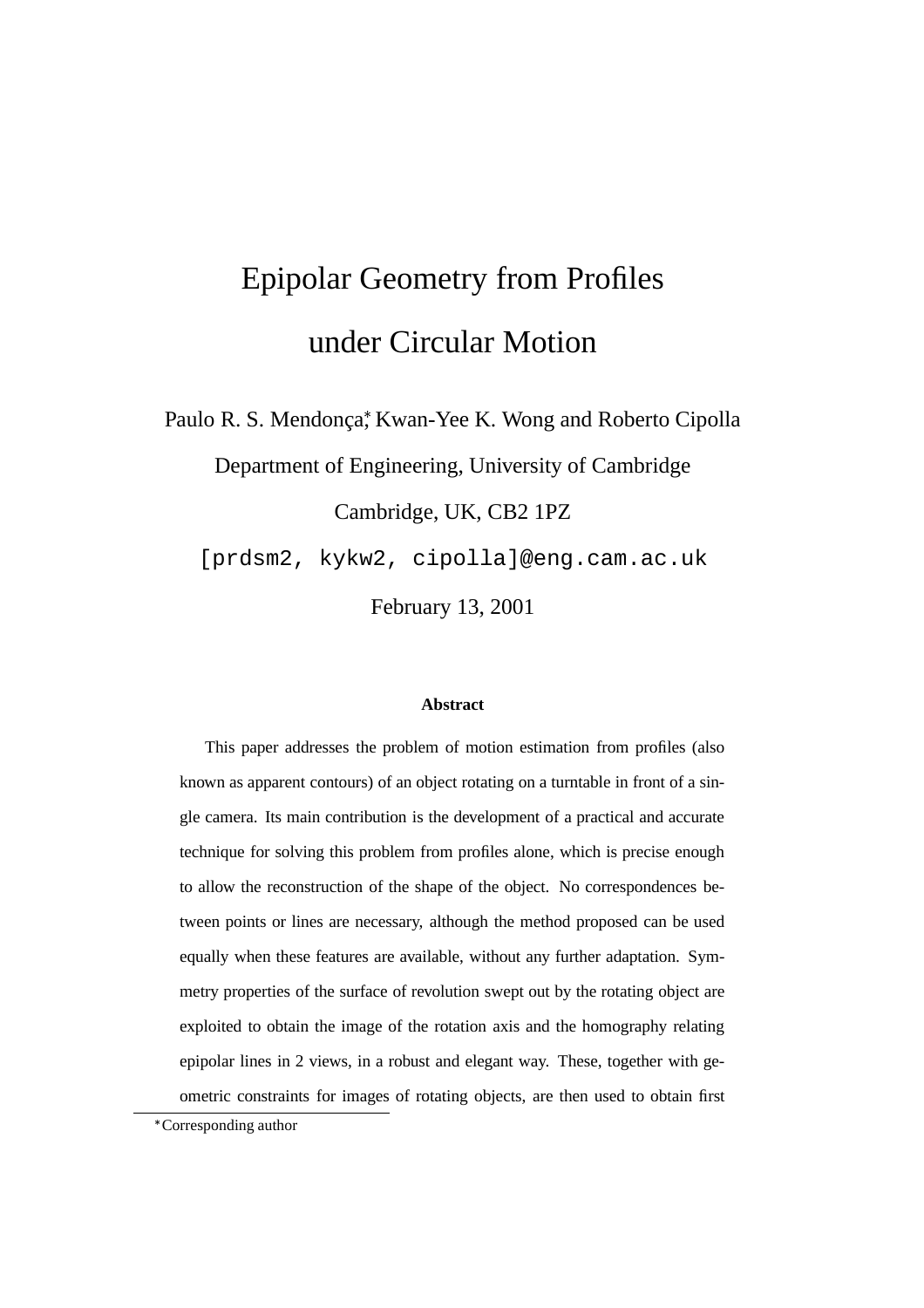# Epipolar Geometry from Profiles under Circular Motion

Paulo R. S. Mendonça[*], Kwan-Yee K. Wong and Roberto Cipolla

Department of Engineering, University of Cambridge

Cambridge, UK, CB2 1PZ

[prdsm2, kykw2, cipolla]@eng.cam.ac.uk

February 13, 2001

### Abstract

This paper addresses the problem of motion estimation from profiles (also known as apparent contours) of an object rotating on a turntable in front of a single camera. Its main contribution is the development of a practical and accurate technique for solving this problem from profiles alone, which is precise enough to allow the reconstruction of the shape of the object. No correspondences between points or lines are necessary, although the method proposed can be used equally when these features are available, without any further adaptation. Symmetry properties of the surface of revolution swept out by the rotating object are exploited to obtain the image of the rotation axis and the homography relating epipolar lines in 2 views, in a robust and elegant way. These, together with geometric constraints for images of rotating objects, are then used to obtain first

[*] Corresponding author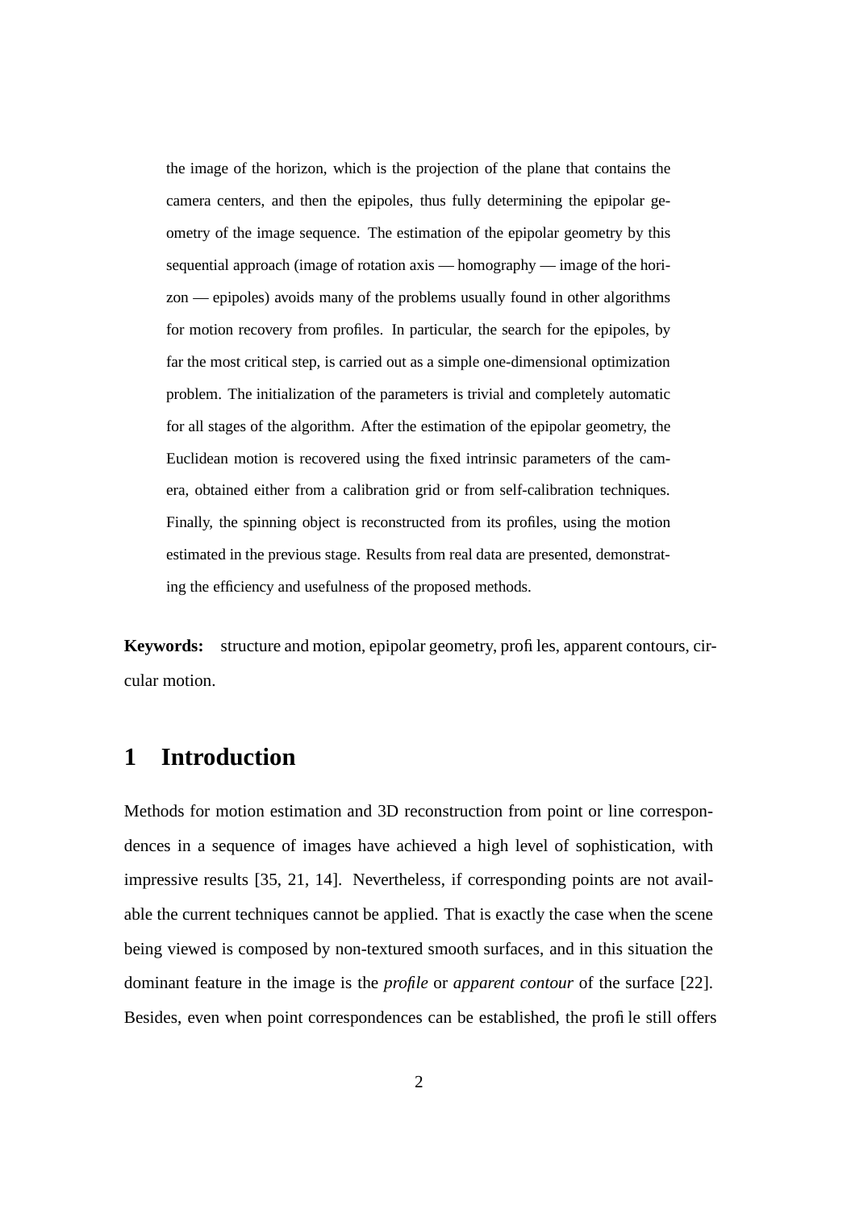the image of the horizon, which is the projection of the plane that contains the camera centers, and then the epipoles, thus fully determining the epipolar geometry of the image sequence. The estimation of the epipolar geometry by this sequential approach (image of rotation axis — homography — image of the horizon — epipoles) avoids many of the problems usually found in other algorithms for motion recovery from profiles. In particular, the search for the epipoles, by far the most critical step, is carried out as a simple one-dimensional optimization problem. The initialization of the parameters is trivial and completely automatic for all stages of the algorithm. After the estimation of the epipolar geometry, the Euclidean motion is recovered using the fixed intrinsic parameters of the camera, obtained either from a calibration grid or from self-calibration techniques. Finally, the spinning object is reconstructed from its profiles, using the motion estimated in the previous stage. Results from real data are presented, demonstrating the efficiency and usefulness of the proposed methods.

**Keywords:** structure and motion, epipolar geometry, profiles, apparent contours, circular motion.

# 1 Introduction

Methods for motion estimation and 3D reconstruction from point or line correspondences in a sequence of images have achieved a high level of sophistication, with impressive results [35, 21, 14]. Nevertheless, if corresponding points are not available the current techniques cannot be applied. That is exactly the case when the scene being viewed is composed by non-textured smooth surfaces, and in this situation the dominant feature in the image is the *profile* or *apparent contour* of the surface [22]. Besides, even when point correspondences can be established, the profile still offers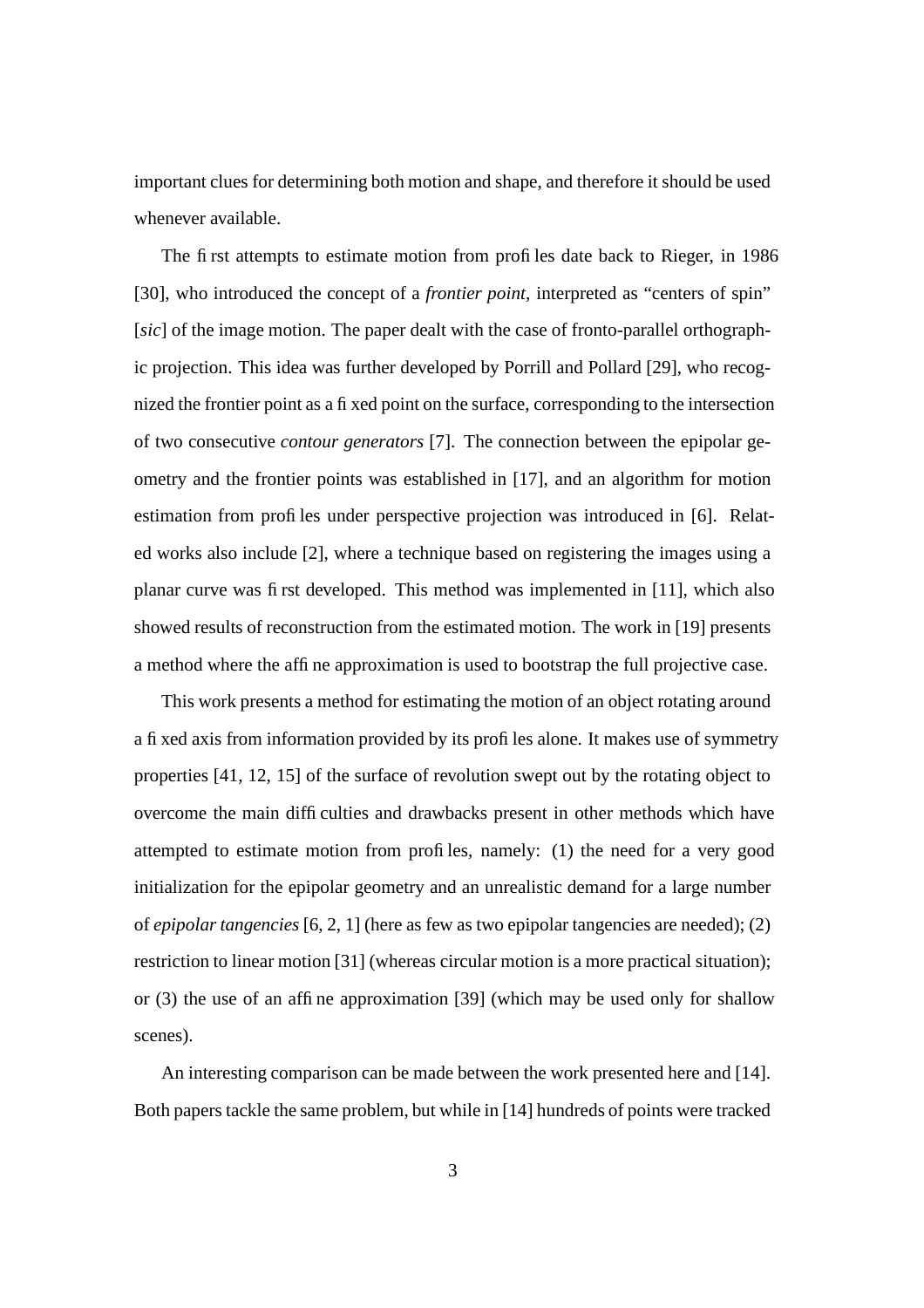important clues for determining both motion and shape, and therefore it should be used whenever available.

The first attempts to estimate motion from profiles date back to Rieger, in 1986 [30], who introduced the concept of a *frontier point*, interpreted as "centers of spin" [*sic*] of the image motion. The paper dealt with the case of fronto-parallel orthographic projection. This idea was further developed by Porrill and Pollard [29], who recognized the frontier point as a fixed point on the surface, corresponding to the intersection of two consecutive *contour generators* [7]. The connection between the epipolar geometry and the frontier points was established in [17], and an algorithm for motion estimation from profiles under perspective projection was introduced in [6]. Related works also include [2], where a technique based on registering the images using a planar curve was first developed. This method was implemented in [11], which also showed results of reconstruction from the estimated motion. The work in [19] presents a method where the affine approximation is used to bootstrap the full projective case.

This work presents a method for estimating the motion of an object rotating around a fixed axis from information provided by its profiles alone. It makes use of symmetry properties [41, 12, 15] of the surface of revolution swept out by the rotating object to overcome the main difficulties and drawbacks present in other methods which have attempted to estimate motion from profiles, namely: (1) the need for a very good initialization for the epipolar geometry and an unrealistic demand for a large number of *epipolar tangencies* [6, 2, 1] (here as few as two epipolar tangencies are needed); (2) restriction to linear motion [31] (whereas circular motion is a more practical situation); or (3) the use of an affine approximation [39] (which may be used only for shallow scenes).

An interesting comparison can be made between the work presented here and [14]. Both papers tackle the same problem, but while in [14] hundreds of points were tracked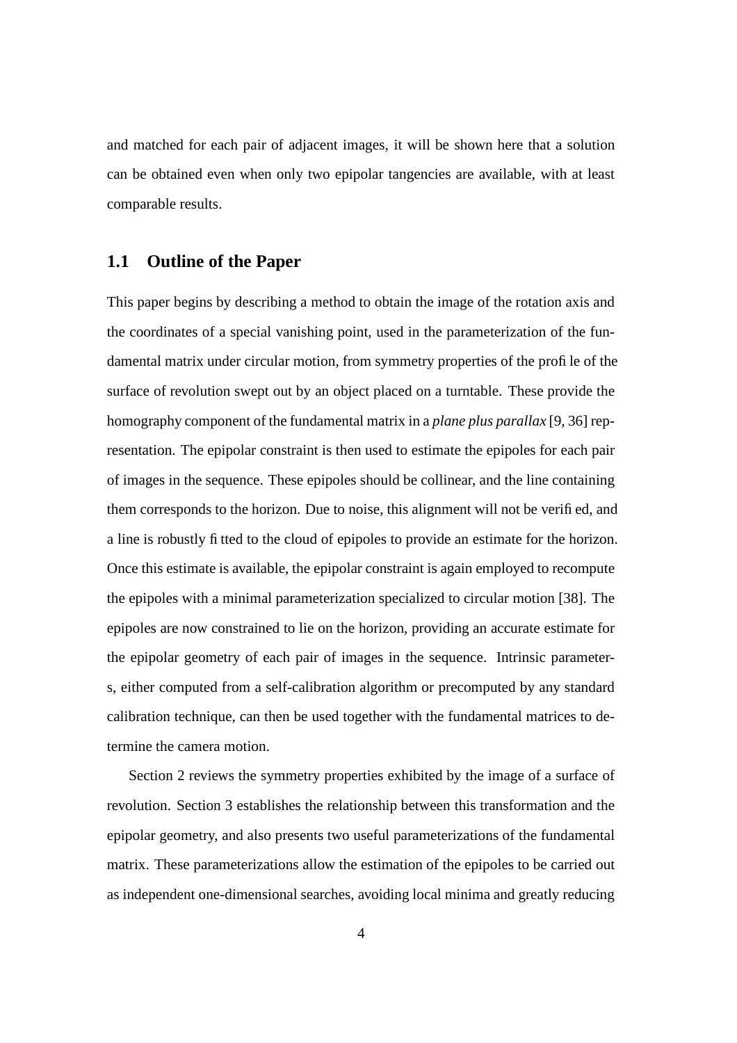and matched for each pair of adjacent images, it will be shown here that a solution can be obtained even when only two epipolar tangencies are available, with at least comparable results.

## 1.1 Outline of the Paper

This paper begins by describing a method to obtain the image of the rotation axis and the coordinates of a special vanishing point, used in the parameterization of the fundamental matrix under circular motion, from symmetry properties of the profile of the surface of revolution swept out by an object placed on a turntable. These provide the homography component of the fundamental matrix in a *plane plus parallax* [9, 36] representation. The epipolar constraint is then used to estimate the epipoles for each pair of images in the sequence. These epipoles should be collinear, and the line containing them corresponds to the horizon. Due to noise, this alignment will not be verified, and a line is robustly fitted to the cloud of epipoles to provide an estimate for the horizon. Once this estimate is available, the epipolar constraint is again employed to recompute the epipoles with a minimal parameterization specialized to circular motion [38]. The epipoles are now constrained to lie on the horizon, providing an accurate estimate for the epipolar geometry of each pair of images in the sequence. Intrinsic parameters, either computed from a self-calibration algorithm or precomputed by any standard calibration technique, can then be used together with the fundamental matrices to determine the camera motion.

Section 2 reviews the symmetry properties exhibited by the image of a surface of revolution. Section 3 establishes the relationship between this transformation and the epipolar geometry, and also presents two useful parameterizations of the fundamental matrix. These parameterizations allow the estimation of the epipoles to be carried out as independent one-dimensional searches, avoiding local minima and greatly reducing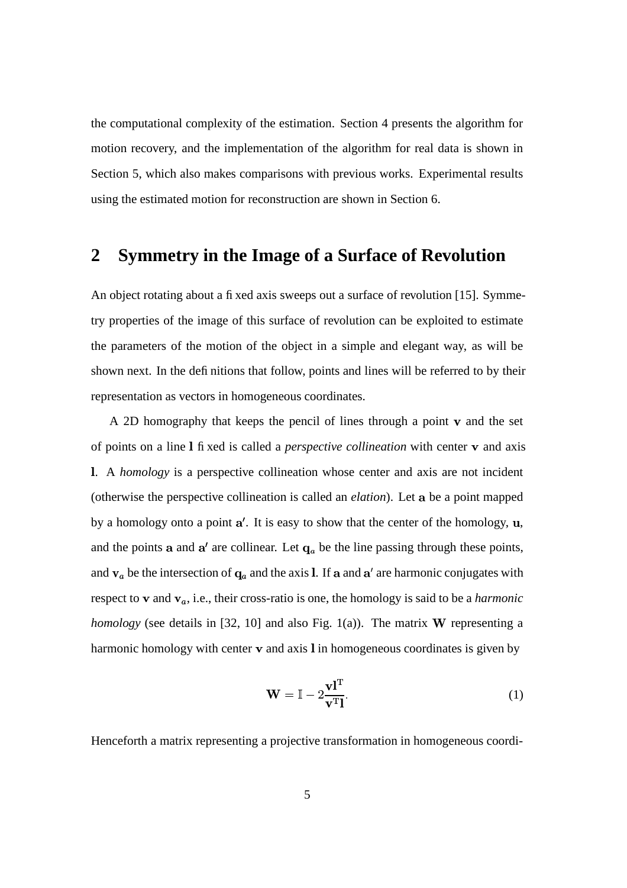the computational complexity of the estimation. Section 4 presents the algorithm for motion recovery, and the implementation of the algorithm for real data is shown in Section 5, which also makes comparisons with previous works. Experimental results using the estimated motion for reconstruction are shown in Section 6.

## 2 Symmetry in the Image of a Surface of Revolution

An object rotating about a fixed axis sweeps out a surface of revolution [15]. Symmetry properties of the image of this surface of revolution can be exploited to estimate the parameters of the motion of the object in a simple and elegant way, as will be shown next. In the definitions that follow, points and lines will be referred to by their representation as vectors in homogeneous coordinates.

A 2D homography that keeps the pencil of lines through a point $\mathbf{v}$ and the set of points on a line $\mathbf{l}$ fixed is called a *perspective collineation* with center $\mathbf{v}$ and axis $\mathbf{l}$. A *homology* is a perspective collineation whose center and axis are not incident (otherwise the perspective collineation is called an *elation*). Let $\mathbf{a}$ be a point mapped by a homology onto a point $\mathbf{a}'$. It is easy to show that the center of the homology, $\mathbf{u}$, and the points $\mathbf{a}$ and $\mathbf{a}'$ are collinear. Let $\mathbf{q}_a$ be the line passing through these points, and $\mathbf{v}_a$ be the intersection of $\mathbf{q}_a$ and the axis $\mathbf{l}$. If $\mathbf{a}$ and $\mathbf{a}'$ are harmonic conjugates with respect to $\mathbf{v}$ and $\mathbf{v}_a$, i.e., their cross-ratio is one, the homology is said to be a *harmonic homology* (see details in [32, 10] and also Fig. 1(a)). The matrix $\mathbf{W}$ representing a harmonic homology with center $\mathbf{v}$ and axis $\mathbf{l}$ in homogeneous coordinates is given by

$$\mathbf{W} = \mathbb{I} - 2\frac{\mathbf{v}\mathbf{l}^{\mathrm{T}}}{\mathbf{v}^{\mathrm{T}}\mathbf{l}}. \tag{1}$$

Henceforth a matrix representing a projective transformation in homogeneous coordi-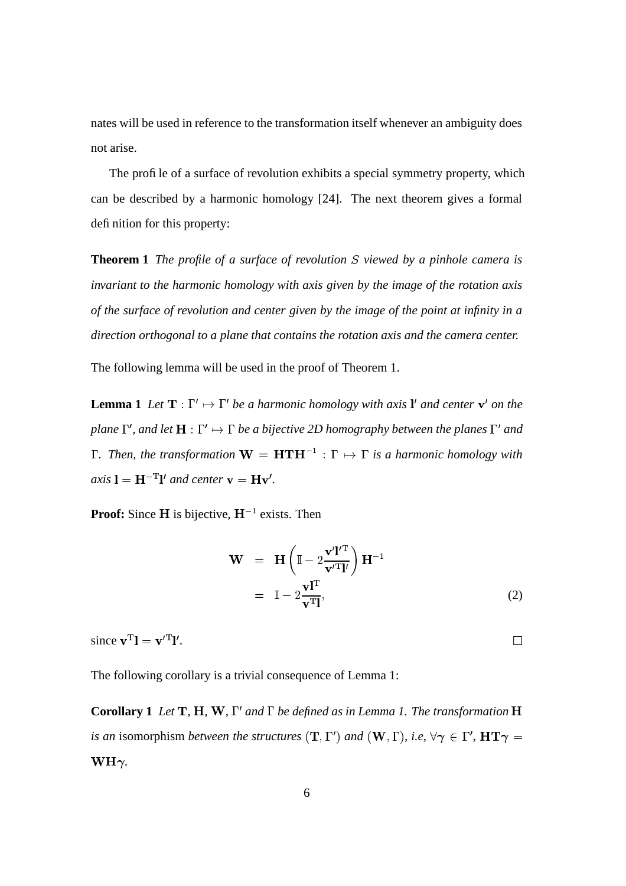nates will be used in reference to the transformation itself whenever an ambiguity does not arise.

The profile of a surface of revolution exhibits a special symmetry property, which can be described by a harmonic homology [24]. The next theorem gives a formal definition for this property:

**Theorem 1** *The profile of a surface of revolution $S$ viewed by a pinhole camera is invariant to the harmonic homology with axis given by the image of the rotation axis of the surface of revolution and center given by the image of the point at infinity in a direction orthogonal to a plane that contains the rotation axis and the camera center.*

The following lemma will be used in the proof of Theorem 1.

**Lemma 1** *Let $\mathbf{T} : \Gamma' \mapsto \Gamma'$ be a harmonic homology with axis $\mathbf{l}'$ and center $\mathbf{v}'$ on the plane $\Gamma'$, and let $\mathbf{H} : \Gamma' \mapsto \Gamma$ be a bijective 2D homography between the planes $\Gamma'$ and $\Gamma$. Then, the transformation $\mathbf{W} = \mathbf{H}\mathbf{T}\mathbf{H}^{-1} : \Gamma \mapsto \Gamma$ is a harmonic homology with axis $\mathbf{l} = \mathbf{H}^{-\mathrm{T}}\mathbf{l}'$ and center $\mathbf{v} = \mathbf{H}\mathbf{v}'$.*

**Proof:** Since $\mathbf{H}$ is bijective, $\mathbf{H}^{-1}$ exists. Then

$$
\begin{aligned}
\mathbf{W} &= \mathbf{H}\left(\mathbb{I} - 2\frac{\mathbf{v}'\mathbf{l}'^{\mathrm{T}}}{\mathbf{v}'^{\mathrm{T}}\mathbf{l}'}\right)\mathbf{H}^{-1} \\
&= \mathbb{I} - 2\frac{\mathbf{v}\mathbf{l}^{\mathrm{T}}}{\mathbf{v}^{\mathrm{T}}\mathbf{l}},
\end{aligned}
\tag{2}
$$

since $\mathbf{v}^{\mathrm{T}}\mathbf{l} = \mathbf{v}'^{\mathrm{T}}\mathbf{l}'$. $\square$

The following corollary is a trivial consequence of Lemma 1:

**Corollary 1** *Let $\mathbf{T}$, $\mathbf{H}$, $\mathbf{W}$, $\Gamma'$ and $\Gamma$ be defined as in Lemma 1. The transformation $\mathbf{H}$ is an* isomorphism *between the structures $(\mathbf{T}, \Gamma')$ and $(\mathbf{W}, \Gamma)$, i.e, $\forall \boldsymbol{\gamma} \in \Gamma'$, $\mathbf{H}\mathbf{T}\boldsymbol{\gamma} = \mathbf{W}\mathbf{H}\boldsymbol{\gamma}$.*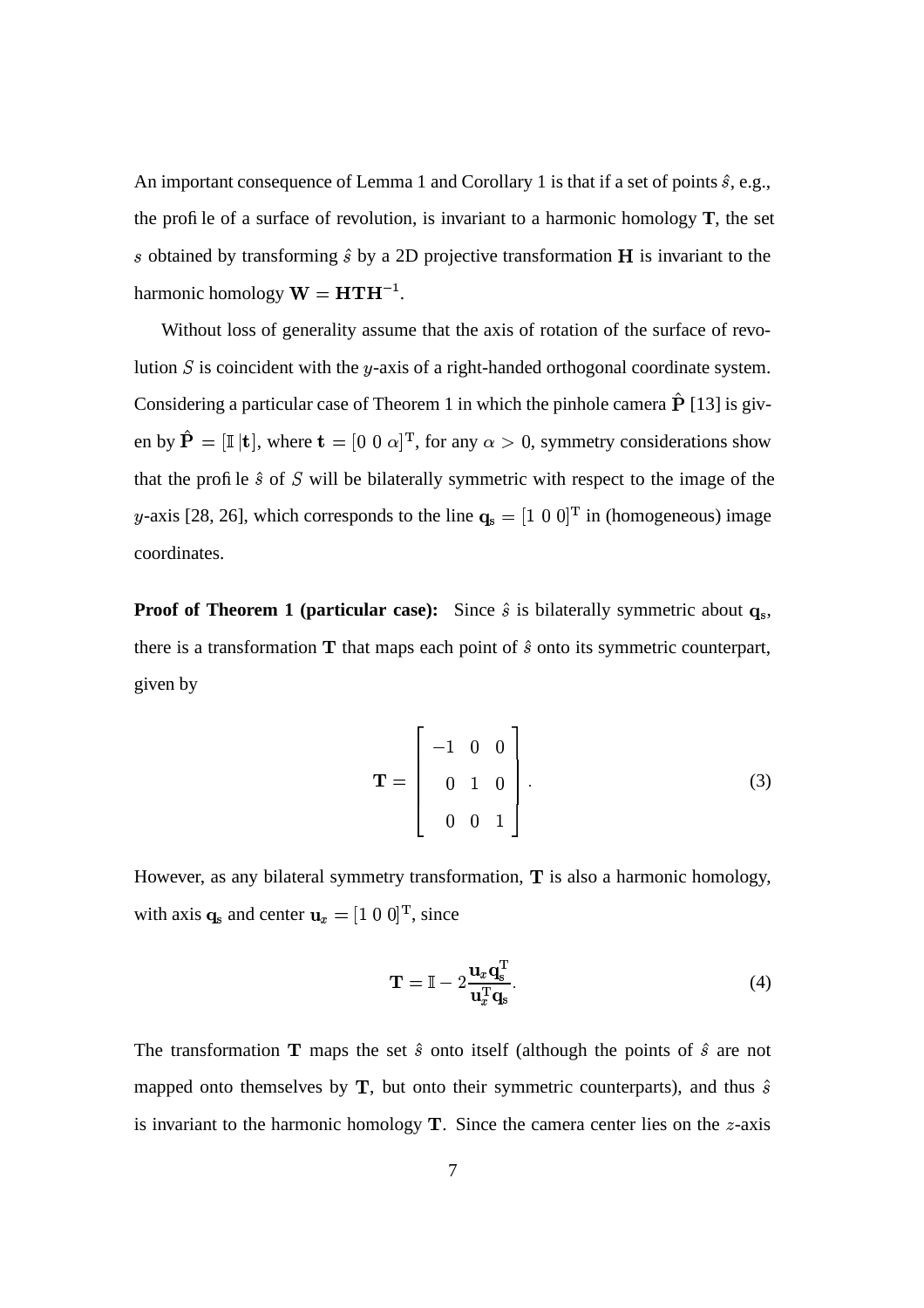An important consequence of Lemma 1 and Corollary 1 is that if a set of points $\hat{s}$, e.g., the profile of a surface of revolution, is invariant to a harmonic homology $\mathbf{T}$, the set $s$ obtained by transforming $\hat{s}$ by a 2D projective transformation $\mathbf{H}$ is invariant to the harmonic homology $\mathbf{W} = \mathbf{H}\mathbf{T}\mathbf{H}^{-1}$.

Without loss of generality assume that the axis of rotation of the surface of revolution $S$ is coincident with the $y$-axis of a right-handed orthogonal coordinate system. Considering a particular case of Theorem 1 in which the pinhole camera $\hat{\mathbf{P}}$ [13] is given by $\hat{\mathbf{P}} = [\mathbb{I}\,|\mathbf{t}]$, where $\mathbf{t} = [0\ 0\ \alpha]^{\mathrm{T}}$, for any $\alpha > 0$, symmetry considerations show that the profile $\hat{s}$ of $S$ will be bilaterally symmetric with respect to the image of the $y$-axis [28, 26], which corresponds to the line $\mathbf{q}_{\mathrm{s}} = [1\ 0\ 0]^{\mathrm{T}}$ in (homogeneous) image coordinates.

**Proof of Theorem 1 (particular case):** Since $\hat{s}$ is bilaterally symmetric about $\mathbf{q}_{\mathrm{s}}$, there is a transformation $\mathbf{T}$ that maps each point of $\hat{s}$ onto its symmetric counterpart, given by

$$\mathbf{T} = \begin{bmatrix} -1 & 0 & 0 \\ 0 & 1 & 0 \\ 0 & 0 & 1 \end{bmatrix}. \tag{3}$$

However, as any bilateral symmetry transformation, $\mathbf{T}$ is also a harmonic homology, with axis $\mathbf{q}_{\mathrm{s}}$ and center $\mathbf{u}_x = [1\ 0\ 0]^{\mathrm{T}}$, since

$$\mathbf{T} = \mathbb{I} - 2\frac{\mathbf{u}_x \mathbf{q}_{\mathrm{s}}^{\mathrm{T}}}{\mathbf{u}_x^{\mathrm{T}} \mathbf{q}_{\mathrm{s}}}. \tag{4}$$

The transformation $\mathbf{T}$ maps the set $\hat{s}$ onto itself (although the points of $\hat{s}$ are not mapped onto themselves by $\mathbf{T}$, but onto their symmetric counterparts), and thus $\hat{s}$ is invariant to the harmonic homology $\mathbf{T}$. Since the camera center lies on the $z$-axis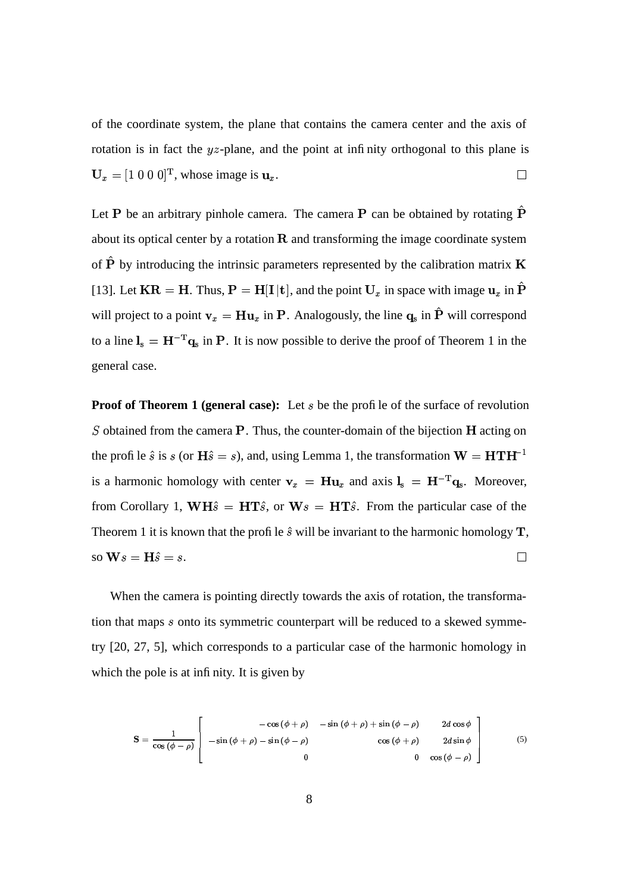of the coordinate system, the plane that contains the camera center and the axis of rotation is in fact the $yz$-plane, and the point at infinity orthogonal to this plane is $\mathbf{U}_x = [1\ 0\ 0\ 0]^{\mathrm{T}}$, whose image is $\mathbf{u}_x$. $\square$

Let $\mathbf{P}$ be an arbitrary pinhole camera. The camera $\mathbf{P}$ can be obtained by rotating $\hat{\mathbf{P}}$ about its optical center by a rotation $\mathbf{R}$ and transforming the image coordinate system of $\hat{\mathbf{P}}$ by introducing the intrinsic parameters represented by the calibration matrix $\mathbf{K}$ [13]. Let $\mathbf{KR} = \mathbf{H}$. Thus, $\mathbf{P} = \mathbf{H}[\mathbf{I}\,|\mathbf{t}]$, and the point $\mathbf{U}_x$ in space with image $\mathbf{u}_x$ in $\hat{\mathbf{P}}$ will project to a point $\mathbf{v}_x = \mathbf{H}\mathbf{u}_x$ in $\mathbf{P}$. Analogously, the line $\mathbf{q}_s$ in $\hat{\mathbf{P}}$ will correspond to a line $\mathbf{l}_s = \mathbf{H}^{-\mathrm{T}}\mathbf{q}_s$ in $\mathbf{P}$. It is now possible to derive the proof of Theorem 1 in the general case.

**Proof of Theorem 1 (general case):** Let $s$ be the profile of the surface of revolution $S$ obtained from the camera $\mathbf{P}$. Thus, the counter-domain of the bijection $\mathbf{H}$ acting on the profile $\hat{s}$ is $s$ (or $\mathbf{H}\hat{s} = s$), and, using Lemma 1, the transformation $\mathbf{W} = \mathbf{HTH}^{-1}$ is a harmonic homology with center $\mathbf{v}_x = \mathbf{H}\mathbf{u}_x$ and axis $\mathbf{l}_s = \mathbf{H}^{-\mathrm{T}}\mathbf{q}_s$. Moreover, from Corollary 1, $\mathbf{WH}\hat{s} = \mathbf{HT}\hat{s}$, or $\mathbf{W}s = \mathbf{HT}\hat{s}$. From the particular case of the Theorem 1 it is known that the profile $\hat{s}$ will be invariant to the harmonic homology $\mathbf{T}$, so $\mathbf{W}s = \mathbf{H}\hat{s} = s$. $\square$

When the camera is pointing directly towards the axis of rotation, the transformation that maps $s$ onto its symmetric counterpart will be reduced to a skewed symmetry [20, 27, 5], which corresponds to a particular case of the harmonic homology in which the pole is at infinity. It is given by

$$
\mathbf{S} = \frac{1}{\cos(\phi - \rho)} \begin{bmatrix} -\cos(\phi + \rho) & -\sin(\phi + \rho) + \sin(\phi - \rho) & 2d\cos\phi \\ -\sin(\phi + \rho) - \sin(\phi - \rho) & \cos(\phi + \rho) & 2d\sin\phi \\ 0 & 0 & \cos(\phi - \rho) \end{bmatrix} \tag{5}
$$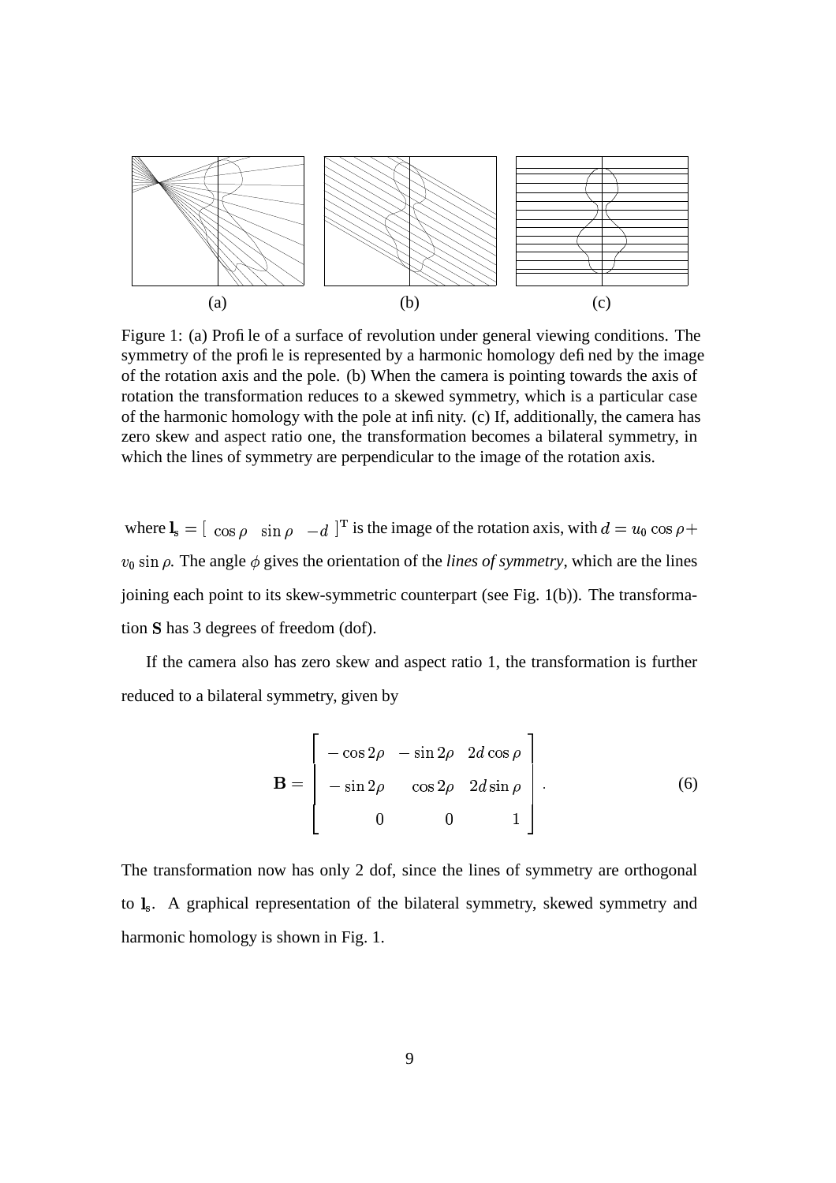(a) (b) (c)

Figure 1: (a) Profile of a surface of revolution under general viewing conditions. The symmetry of the profile is represented by a harmonic homology defined by the image of the rotation axis and the pole. (b) When the camera is pointing towards the axis of rotation the transformation reduces to a skewed symmetry, which is a particular case of the harmonic homology with the pole at infinity. (c) If, additionally, the camera has zero skew and aspect ratio one, the transformation becomes a bilateral symmetry, in which the lines of symmetry are perpendicular to the image of the rotation axis.

where $\mathbf{l}_s = [\ \cos\rho \quad \sin\rho \quad -d\ ]^T$ is the image of the rotation axis, with $d = u_0 \cos\rho + v_0 \sin\rho$. The angle $\phi$ gives the orientation of the *lines of symmetry*, which are the lines joining each point to its skew-symmetric counterpart (see Fig. 1(b)). The transformation $\mathbf{S}$ has 3 degrees of freedom (dof).

If the camera also has zero skew and aspect ratio 1, the transformation is further reduced to a bilateral symmetry, given by

$$\mathbf{B} = \begin{bmatrix} -\cos 2\rho & -\sin 2\rho & 2d\cos\rho \\ -\sin 2\rho & \cos 2\rho & 2d\sin\rho \\ 0 & 0 & 1 \end{bmatrix}. \tag{6}$$

The transformation now has only 2 dof, since the lines of symmetry are orthogonal to $\mathbf{l}_s$. A graphical representation of the bilateral symmetry, skewed symmetry and harmonic homology is shown in Fig. 1.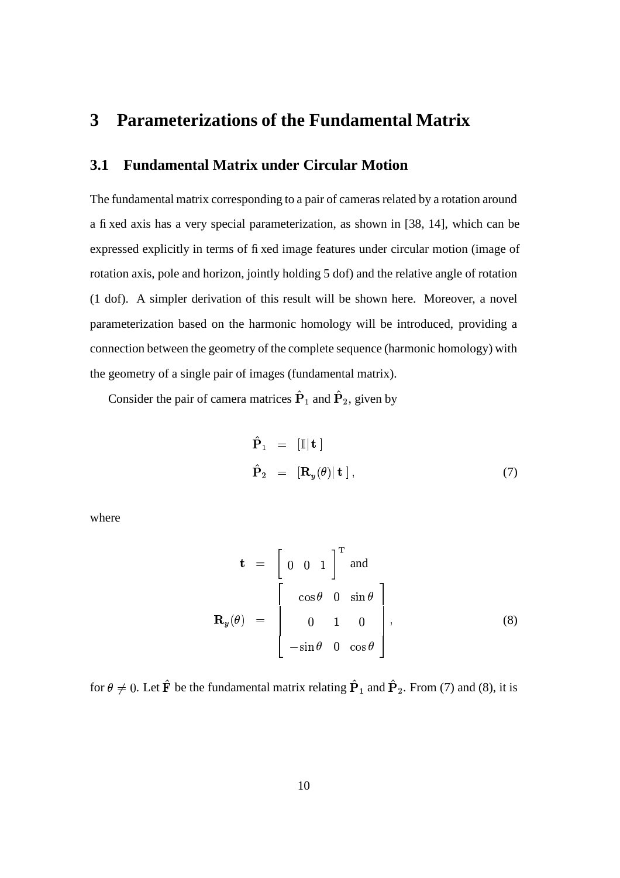# 3 Parameterizations of the Fundamental Matrix

## 3.1 Fundamental Matrix under Circular Motion

The fundamental matrix corresponding to a pair of cameras related by a rotation around a fixed axis has a very special parameterization, as shown in [38, 14], which can be expressed explicitly in terms of fixed image features under circular motion (image of rotation axis, pole and horizon, jointly holding 5 dof) and the relative angle of rotation (1 dof). A simpler derivation of this result will be shown here. Moreover, a novel parameterization based on the harmonic homology will be introduced, providing a connection between the geometry of the complete sequence (harmonic homology) with the geometry of a single pair of images (fundamental matrix).

Consider the pair of camera matrices $\hat{\mathbf{P}}_1$ and $\hat{\mathbf{P}}_2$, given by

$$
\begin{aligned}
\hat{\mathbf{P}}_1 &= [\mathbb{I}|\,\mathbf{t}\,] \\
\hat{\mathbf{P}}_2 &= [\mathbf{R}_y(\theta)|\,\mathbf{t}\,],
\end{aligned}
\tag{7}
$$

where

$$
\begin{aligned}
\mathbf{t} &= \begin{bmatrix} 0 & 0 & 1 \end{bmatrix}^{\mathrm{T}} \text{ and} \\
\mathbf{R}_y(\theta) &= \begin{bmatrix} \cos\theta & 0 & \sin\theta \\ 0 & 1 & 0 \\ -\sin\theta & 0 & \cos\theta \end{bmatrix},
\end{aligned}
\tag{8}
$$

for $\theta \neq 0$. Let $\hat{\mathbf{F}}$ be the fundamental matrix relating $\hat{\mathbf{P}}_1$ and $\hat{\mathbf{P}}_2$. From (7) and (8), it is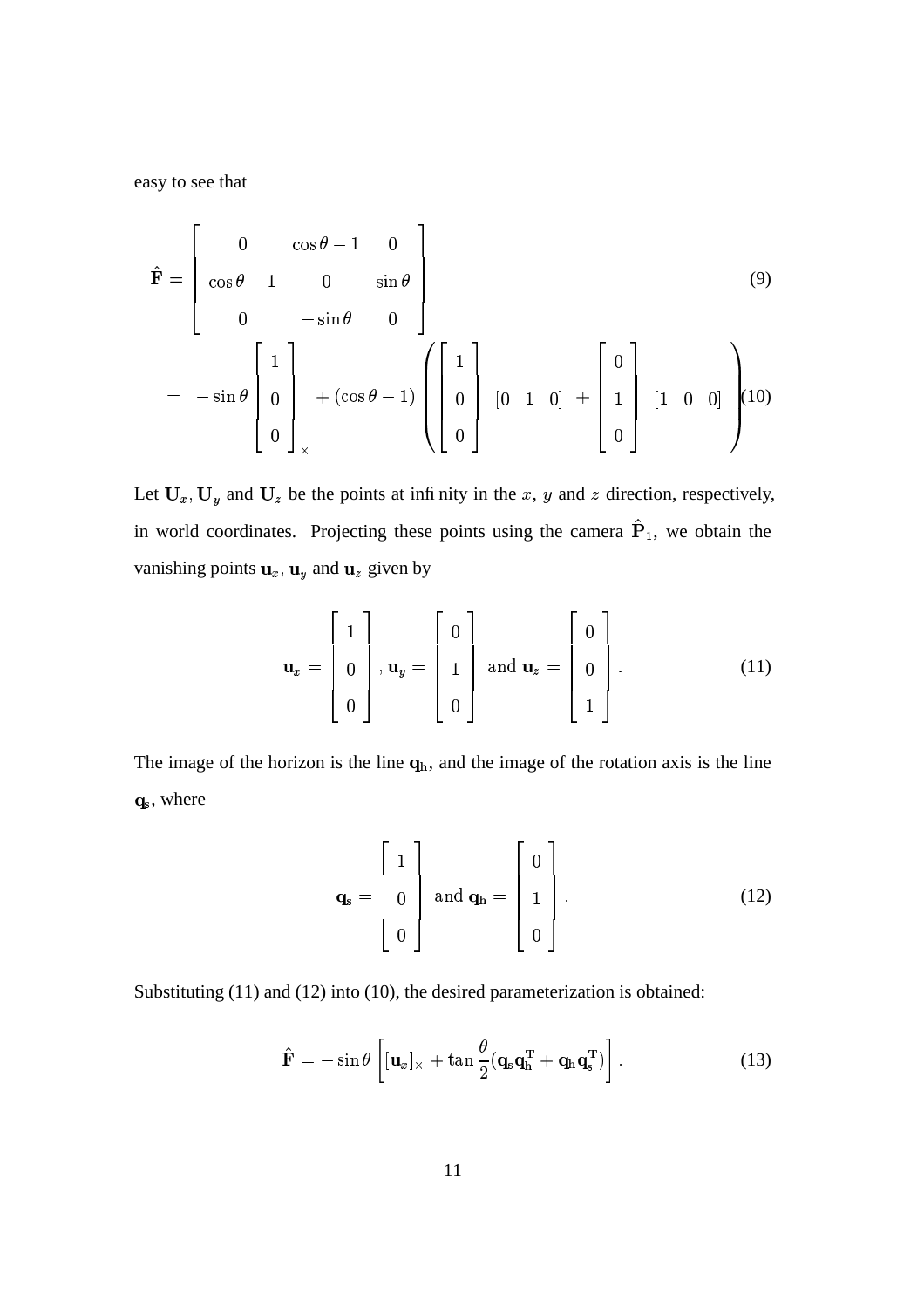easy to see that

$$\hat{\mathbf{F}} = \begin{bmatrix} 0 & \cos\theta - 1 & 0 \\ \cos\theta - 1 & 0 & \sin\theta \\ 0 & -\sin\theta & 0 \end{bmatrix} \tag{9}$$

$$= -\sin\theta \begin{bmatrix} 1 \\ 0 \\ 0 \end{bmatrix}_\times + (\cos\theta - 1)\left( \begin{bmatrix} 1 \\ 0 \\ 0 \end{bmatrix} \begin{bmatrix} 0 & 1 & 0 \end{bmatrix} + \begin{bmatrix} 0 \\ 1 \\ 0 \end{bmatrix} \begin{bmatrix} 1 & 0 & 0 \end{bmatrix} \right) \tag{10}$$

Let $\mathbf{U}_x, \mathbf{U}_y$ and $\mathbf{U}_z$ be the points at infinity in the $x$, $y$ and $z$ direction, respectively, in world coordinates. Projecting these points using the camera $\hat{\mathbf{P}}_1$, we obtain the vanishing points $\mathbf{u}_x$, $\mathbf{u}_y$ and $\mathbf{u}_z$ given by

$$\mathbf{u}_x = \begin{bmatrix} 1 \\ 0 \\ 0 \end{bmatrix}, \mathbf{u}_y = \begin{bmatrix} 0 \\ 1 \\ 0 \end{bmatrix} \text{ and } \mathbf{u}_z = \begin{bmatrix} 0 \\ 0 \\ 1 \end{bmatrix}. \tag{11}$$

The image of the horizon is the line $\mathbf{q}_h$, and the image of the rotation axis is the line $\mathbf{q}_s$, where

$$\mathbf{q}_s = \begin{bmatrix} 1 \\ 0 \\ 0 \end{bmatrix} \text{ and } \mathbf{q}_h = \begin{bmatrix} 0 \\ 1 \\ 0 \end{bmatrix}. \tag{12}$$

Substituting (11) and (12) into (10), the desired parameterization is obtained:

$$\hat{\mathbf{F}} = -\sin\theta \left[ [\mathbf{u}_x]_\times + \tan\frac{\theta}{2}(\mathbf{q}_s\mathbf{q}_h^{\mathrm{T}} + \mathbf{q}_h\mathbf{q}_s^{\mathrm{T}}) \right]. \tag{13}$$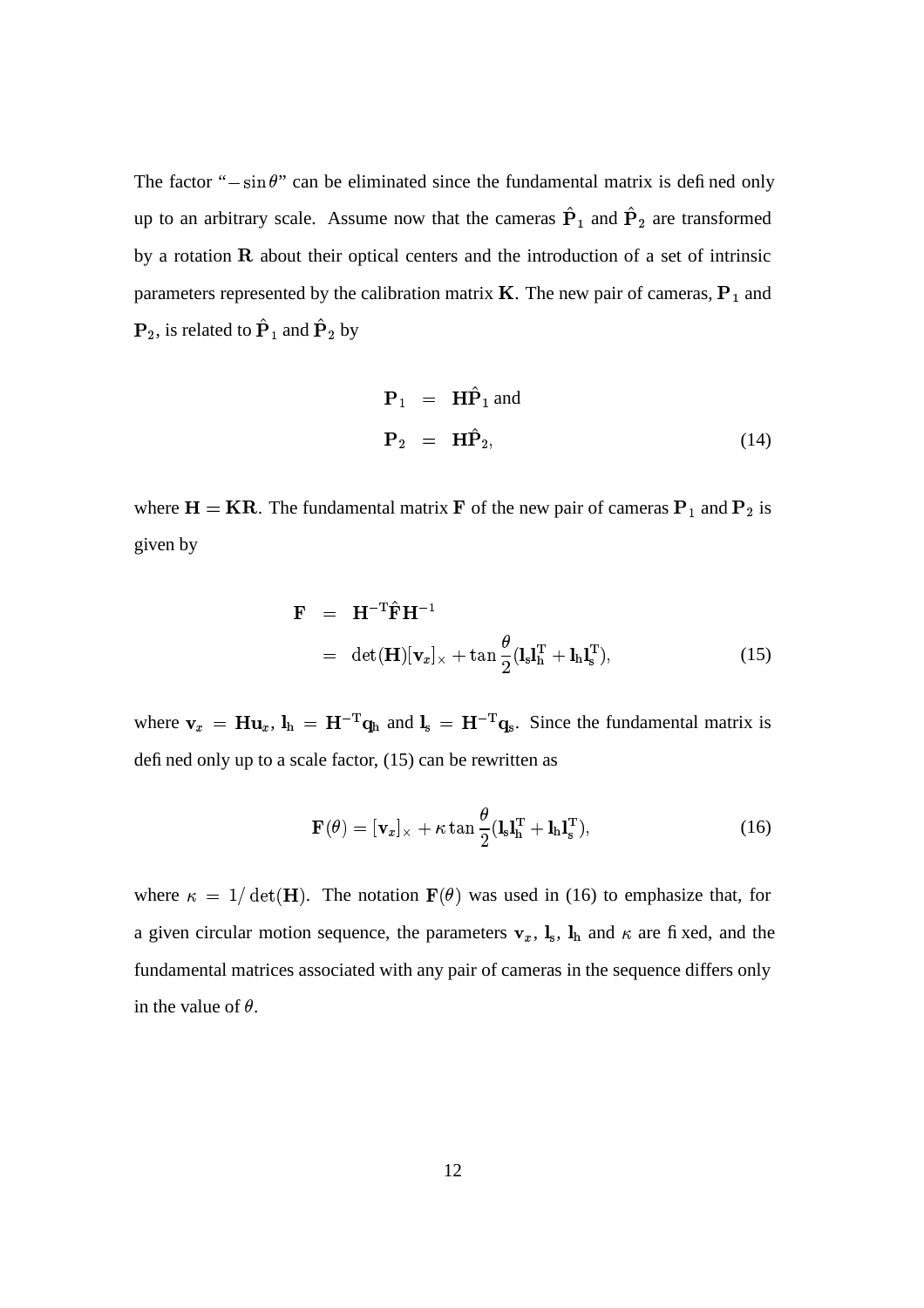The factor "$-\sin\theta$" can be eliminated since the fundamental matrix is defined only up to an arbitrary scale. Assume now that the cameras $\hat{\mathbf{P}}_1$ and $\hat{\mathbf{P}}_2$ are transformed by a rotation $\mathbf{R}$ about their optical centers and the introduction of a set of intrinsic parameters represented by the calibration matrix $\mathbf{K}$. The new pair of cameras, $\mathbf{P}_1$ and $\mathbf{P}_2$, is related to $\hat{\mathbf{P}}_1$ and $\hat{\mathbf{P}}_2$ by

$$
\begin{aligned}
\mathbf{P}_1 &= \mathbf{H}\hat{\mathbf{P}}_1 \text{ and} \\
\mathbf{P}_2 &= \mathbf{H}\hat{\mathbf{P}}_2,
\end{aligned}
\tag{14}
$$

where $\mathbf{H} = \mathbf{KR}$. The fundamental matrix $\mathbf{F}$ of the new pair of cameras $\mathbf{P}_1$ and $\mathbf{P}_2$ is given by

$$
\begin{aligned}
\mathbf{F} &= \mathbf{H}^{-\mathrm{T}}\hat{\mathbf{F}}\mathbf{H}^{-1} \\
&= \det(\mathbf{H})[\mathbf{v}_x]_\times + \tan\frac{\theta}{2}(\mathbf{l}_\mathrm{s}\mathbf{l}_\mathrm{h}^\mathrm{T} + \mathbf{l}_\mathrm{h}\mathbf{l}_\mathrm{s}^\mathrm{T}),
\end{aligned}
\tag{15}
$$

where $\mathbf{v}_x = \mathbf{H}\mathbf{u}_x$, $\mathbf{l}_\mathrm{h} = \mathbf{H}^{-\mathrm{T}}\mathbf{q}_\mathrm{h}$ and $\mathbf{l}_\mathrm{s} = \mathbf{H}^{-\mathrm{T}}\mathbf{q}_\mathrm{s}$. Since the fundamental matrix is defined only up to a scale factor, (15) can be rewritten as

$$
\mathbf{F}(\theta) = [\mathbf{v}_x]_\times + \kappa\tan\frac{\theta}{2}(\mathbf{l}_\mathrm{s}\mathbf{l}_\mathrm{h}^\mathrm{T} + \mathbf{l}_\mathrm{h}\mathbf{l}_\mathrm{s}^\mathrm{T}),
\tag{16}
$$

where $\kappa = 1/\det(\mathbf{H})$. The notation $\mathbf{F}(\theta)$ was used in (16) to emphasize that, for a given circular motion sequence, the parameters $\mathbf{v}_x$, $\mathbf{l}_\mathrm{s}$, $\mathbf{l}_\mathrm{h}$ and $\kappa$ are fixed, and the fundamental matrices associated with any pair of cameras in the sequence differs only in the value of $\theta$.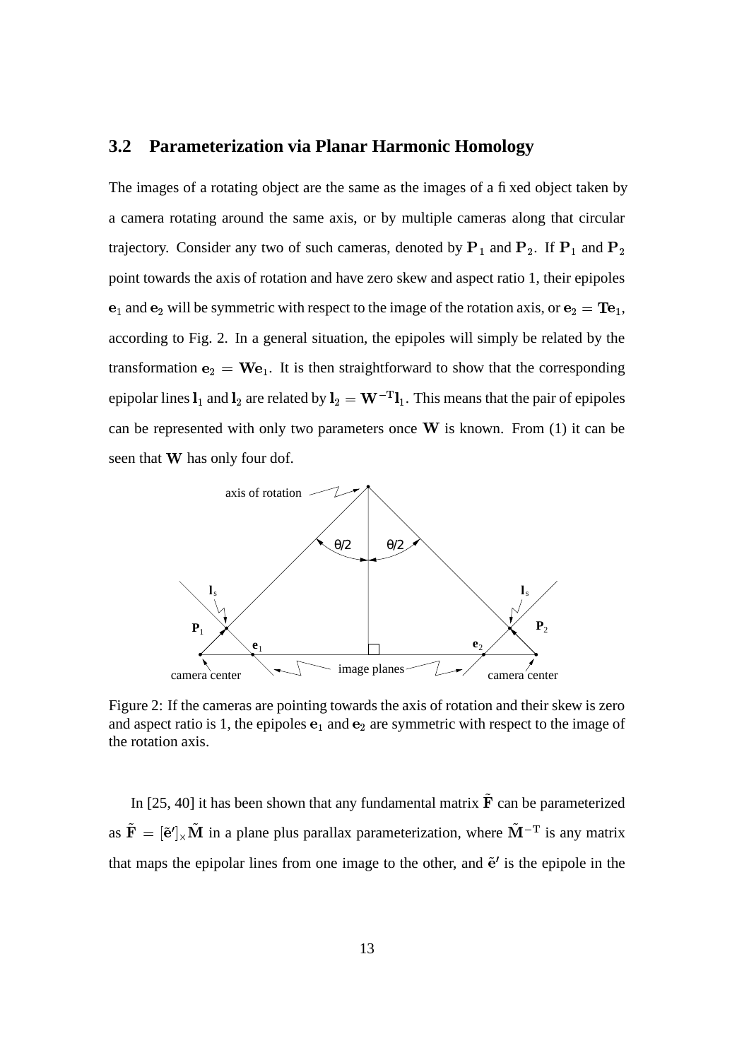### 3.2 Parameterization via Planar Harmonic Homology

The images of a rotating object are the same as the images of a fixed object taken by a camera rotating around the same axis, or by multiple cameras along that circular trajectory. Consider any two of such cameras, denoted by $\mathbf{P}_1$ and $\mathbf{P}_2$. If $\mathbf{P}_1$ and $\mathbf{P}_2$ point towards the axis of rotation and have zero skew and aspect ratio 1, their epipoles $\mathbf{e}_1$ and $\mathbf{e}_2$ will be symmetric with respect to the image of the rotation axis, or $\mathbf{e}_2 = \mathbf{T}\mathbf{e}_1$, according to Fig. 2. In a general situation, the epipoles will simply be related by the transformation $\mathbf{e}_2 = \mathbf{W}\mathbf{e}_1$. It is then straightforward to show that the corresponding epipolar lines $\mathbf{l}_1$ and $\mathbf{l}_2$ are related by $\mathbf{l}_2 = \mathbf{W}^{-\mathrm{T}}\mathbf{l}_1$. This means that the pair of epipoles can be represented with only two parameters once $\mathbf{W}$ is known. From (1) it can be seen that $\mathbf{W}$ has only four dof.

Figure 2: If the cameras are pointing towards the axis of rotation and their skew is zero and aspect ratio is 1, the epipoles $\mathbf{e}_1$ and $\mathbf{e}_2$ are symmetric with respect to the image of the rotation axis.

In [25, 40] it has been shown that any fundamental matrix $\tilde{\mathbf{F}}$ can be parameterized as $\tilde{\mathbf{F}} = [\tilde{\mathbf{e}}']_\times \tilde{\mathbf{M}}$ in a plane plus parallax parameterization, where $\tilde{\mathbf{M}}^{-\mathrm{T}}$ is any matrix that maps the epipolar lines from one image to the other, and $\tilde{\mathbf{e}}'$ is the epipole in the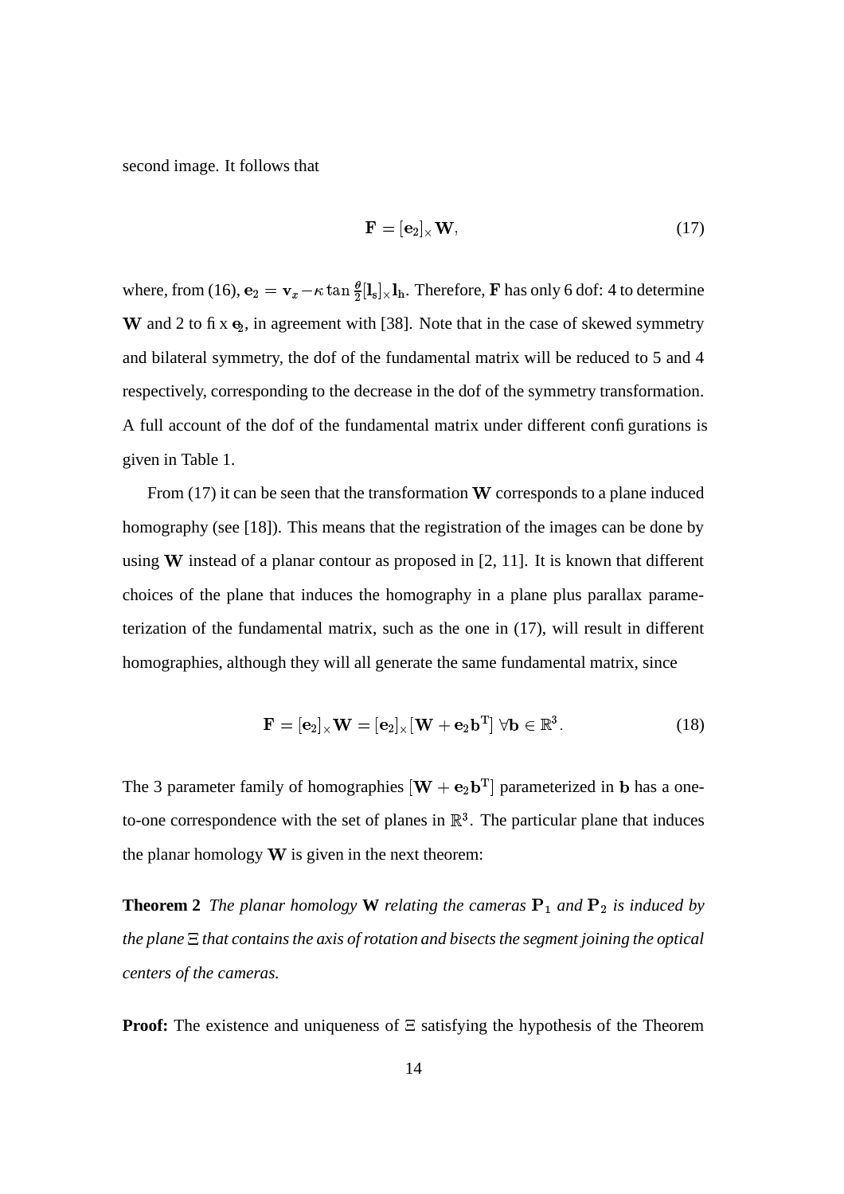second image. It follows that

$$\mathbf{F} = [\mathbf{e}_2]_\times \mathbf{W}, \tag{17}$$

where, from (16), $\mathbf{e}_2 = \mathbf{v}_x - \kappa \tan \frac{\theta}{2} [\mathbf{l}_\mathrm{s}]_\times \mathbf{l}_\mathrm{h}$. Therefore, $\mathbf{F}$ has only 6 dof: 4 to determine $\mathbf{W}$ and 2 to fix $\mathbf{e}_2$, in agreement with [38]. Note that in the case of skewed symmetry and bilateral symmetry, the dof of the fundamental matrix will be reduced to 5 and 4 respectively, corresponding to the decrease in the dof of the symmetry transformation. A full account of the dof of the fundamental matrix under different configurations is given in Table 1.

From (17) it can be seen that the transformation $\mathbf{W}$ corresponds to a plane induced homography (see [18]). This means that the registration of the images can be done by using $\mathbf{W}$ instead of a planar contour as proposed in [2, 11]. It is known that different choices of the plane that induces the homography in a plane plus parallax parameterization of the fundamental matrix, such as the one in (17), will result in different homographies, although they will all generate the same fundamental matrix, since

$$\mathbf{F} = [\mathbf{e}_2]_\times \mathbf{W} = [\mathbf{e}_2]_\times [\mathbf{W} + \mathbf{e}_2 \mathbf{b}^\mathrm{T}] \; \forall \mathbf{b} \in \mathbb{R}^3. \tag{18}$$

The 3 parameter family of homographies $[\mathbf{W} + \mathbf{e}_2 \mathbf{b}^\mathrm{T}]$ parameterized in $\mathbf{b}$ has a one-to-one correspondence with the set of planes in $\mathbb{R}^3$. The particular plane that induces the planar homology $\mathbf{W}$ is given in the next theorem:

**Theorem 2** *The planar homology* $\mathbf{W}$ *relating the cameras* $\mathbf{P}_1$ *and* $\mathbf{P}_2$ *is induced by the plane* $\Xi$ *that contains the axis of rotation and bisects the segment joining the optical centers of the cameras.*

**Proof:** The existence and uniqueness of $\Xi$ satisfying the hypothesis of the Theorem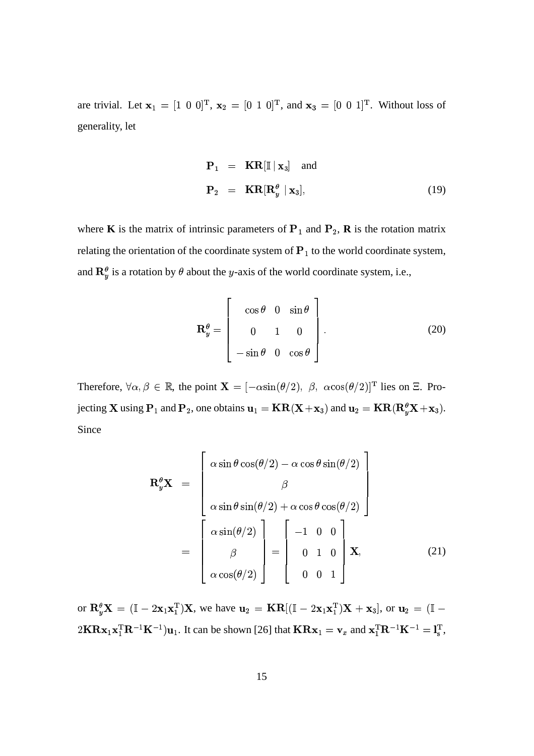are trivial. Let $\mathbf{x}_1 = [1\ 0\ 0]^{\mathrm{T}}$, $\mathbf{x}_2 = [0\ 1\ 0]^{\mathrm{T}}$, and $\mathbf{x}_3 = [0\ 0\ 1]^{\mathrm{T}}$. Without loss of generality, let

$$
\begin{aligned}
\mathbf{P}_1 &= \mathbf{KR}[\mathbb{I} \mid \mathbf{x}_3] \quad \text{and} \\
\mathbf{P}_2 &= \mathbf{KR}[\mathbf{R}_y^\theta \mid \mathbf{x}_3],
\end{aligned} \tag{19}
$$

where $\mathbf{K}$ is the matrix of intrinsic parameters of $\mathbf{P}_1$ and $\mathbf{P}_2$, $\mathbf{R}$ is the rotation matrix relating the orientation of the coordinate system of $\mathbf{P}_1$ to the world coordinate system, and $\mathbf{R}_y^\theta$ is a rotation by $\theta$ about the $y$-axis of the world coordinate system, i.e.,

$$
\mathbf{R}_y^\theta = \begin{bmatrix} \cos\theta & 0 & \sin\theta \\ 0 & 1 & 0 \\ -\sin\theta & 0 & \cos\theta \end{bmatrix}. \tag{20}
$$

Therefore, $\forall \alpha, \beta \in \mathbb{R}$, the point $\mathbf{X} = [-\alpha\sin(\theta/2),\ \beta,\ \alpha\cos(\theta/2)]^{\mathrm{T}}$ lies on $\Xi$. Projecting $\mathbf{X}$ using $\mathbf{P}_1$ and $\mathbf{P}_2$, one obtains $\mathbf{u}_1 = \mathbf{KR}(\mathbf{X}+\mathbf{x}_3)$ and $\mathbf{u}_2 = \mathbf{KR}(\mathbf{R}_y^\theta\mathbf{X}+\mathbf{x}_3)$. Since

$$
\begin{aligned}
\mathbf{R}_y^\theta \mathbf{X} &= \begin{bmatrix} \alpha\sin\theta\cos(\theta/2) - \alpha\cos\theta\sin(\theta/2) \\ \beta \\ \alpha\sin\theta\sin(\theta/2) + \alpha\cos\theta\cos(\theta/2) \end{bmatrix} \\
&= \begin{bmatrix} \alpha\sin(\theta/2) \\ \beta \\ \alpha\cos(\theta/2) \end{bmatrix} = \begin{bmatrix} -1 & 0 & 0 \\ 0 & 1 & 0 \\ 0 & 0 & 1 \end{bmatrix} \mathbf{X},
\end{aligned} \tag{21}
$$

or $\mathbf{R}_y^\theta\mathbf{X} = (\mathbb{I} - 2\mathbf{x}_1\mathbf{x}_1^{\mathrm{T}})\mathbf{X}$, we have $\mathbf{u}_2 = \mathbf{KR}[(\mathbb{I} - 2\mathbf{x}_1\mathbf{x}_1^{\mathrm{T}})\mathbf{X} + \mathbf{x}_3]$, or $\mathbf{u}_2 = (\mathbb{I} - 2\mathbf{KR}\mathbf{x}_1\mathbf{x}_1^{\mathrm{T}}\mathbf{R}^{-1}\mathbf{K}^{-1})\mathbf{u}_1$. It can be shown [26] that $\mathbf{KR}\mathbf{x}_1 = \mathbf{v}_x$ and $\mathbf{x}_1^{\mathrm{T}}\mathbf{R}^{-1}\mathbf{K}^{-1} = \mathbf{l}_s^{\mathrm{T}}$,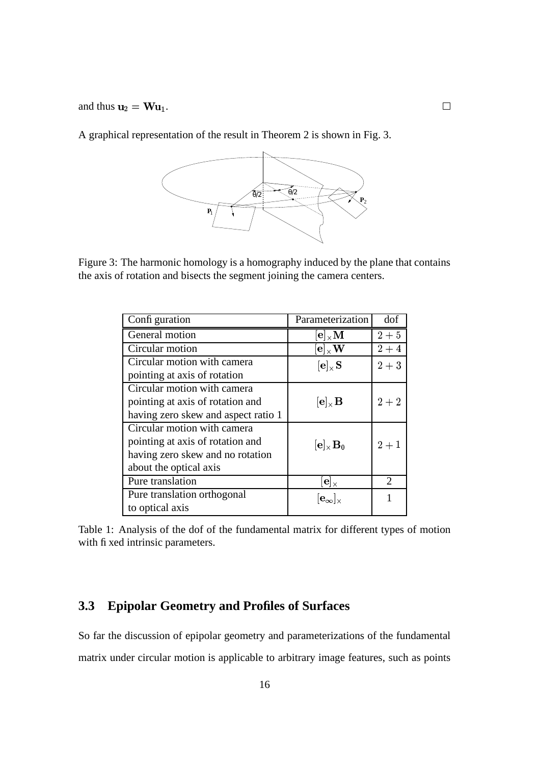and thus $\mathbf{u}_2 = \mathbf{W}\mathbf{u}_1$. $\square$

A graphical representation of the result in Theorem 2 is shown in Fig. 3.

Figure 3: The harmonic homology is a homography induced by the plane that contains the axis of rotation and bisects the segment joining the camera centers.

| Configuration | Parameterization | dof |
|---|---|---|
| General motion | $[\mathbf{e}]_\times \mathbf{M}$ | $2+5$ |
| Circular motion | $[\mathbf{e}]_\times \mathbf{W}$ | $2+4$ |
| Circular motion with camera pointing at axis of rotation | $[\mathbf{e}]_\times \mathbf{S}$ | $2+3$ |
| Circular motion with camera pointing at axis of rotation and having zero skew and aspect ratio 1 | $[\mathbf{e}]_\times \mathbf{B}$ | $2+2$ |
| Circular motion with camera pointing at axis of rotation and having zero skew and no rotation about the optical axis | $[\mathbf{e}]_\times \mathbf{B}_0$ | $2+1$ |
| Pure translation | $[\mathbf{e}]_\times$ | 2 |
| Pure translation orthogonal to optical axis | $[\mathbf{e}_\infty]_\times$ | 1 |

Table 1: Analysis of the dof of the fundamental matrix for different types of motion with fixed intrinsic parameters.

### 3.3 Epipolar Geometry and Profiles of Surfaces

So far the discussion of epipolar geometry and parameterizations of the fundamental matrix under circular motion is applicable to arbitrary image features, such as points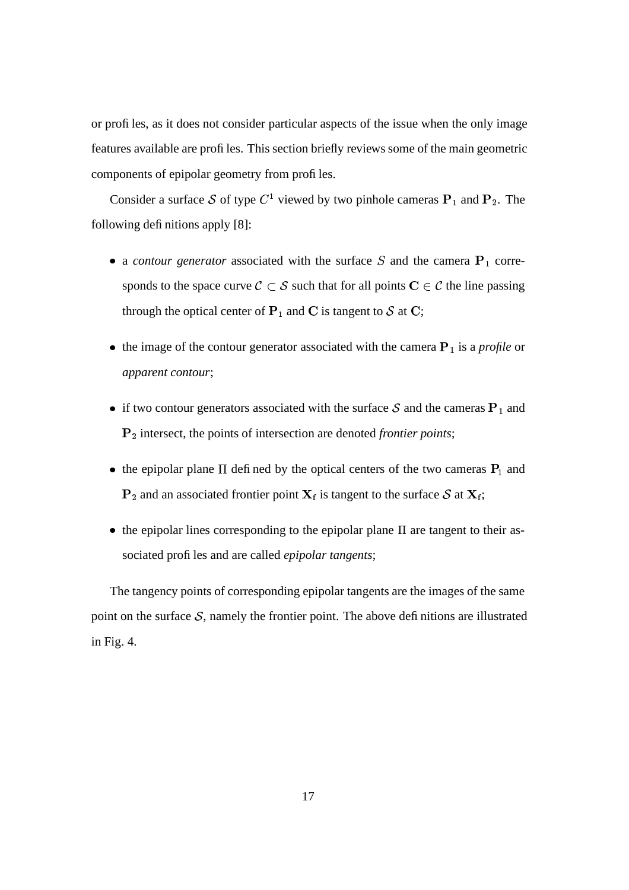or profiles, as it does not consider particular aspects of the issue when the only image features available are profiles. This section briefly reviews some of the main geometric components of epipolar geometry from profiles.

Consider a surface $\mathcal{S}$ of type $C^1$ viewed by two pinhole cameras $\mathbf{P}_1$ and $\mathbf{P}_2$. The following definitions apply [8]:

- a *contour generator* associated with the surface $S$ and the camera $\mathbf{P}_1$ corresponds to the space curve $\mathcal{C} \subset \mathcal{S}$ such that for all points $\mathbf{C} \in \mathcal{C}$ the line passing through the optical center of $\mathbf{P}_1$ and $\mathbf{C}$ is tangent to $\mathcal{S}$ at $\mathbf{C}$;
- the image of the contour generator associated with the camera $\mathbf{P}_1$ is a *profile* or *apparent contour*;
- if two contour generators associated with the surface $\mathcal{S}$ and the cameras $\mathbf{P}_1$ and $\mathbf{P}_2$ intersect, the points of intersection are denoted *frontier points*;
- the epipolar plane $\Pi$ defined by the optical centers of the two cameras $\mathbf{P}_1$ and $\mathbf{P}_2$ and an associated frontier point $\mathbf{X}_\mathrm{f}$ is tangent to the surface $\mathcal{S}$ at $\mathbf{X}_\mathrm{f}$;
- the epipolar lines corresponding to the epipolar plane $\Pi$ are tangent to their associated profiles and are called *epipolar tangents*;

The tangency points of corresponding epipolar tangents are the images of the same point on the surface $\mathcal{S}$, namely the frontier point. The above definitions are illustrated in Fig. 4.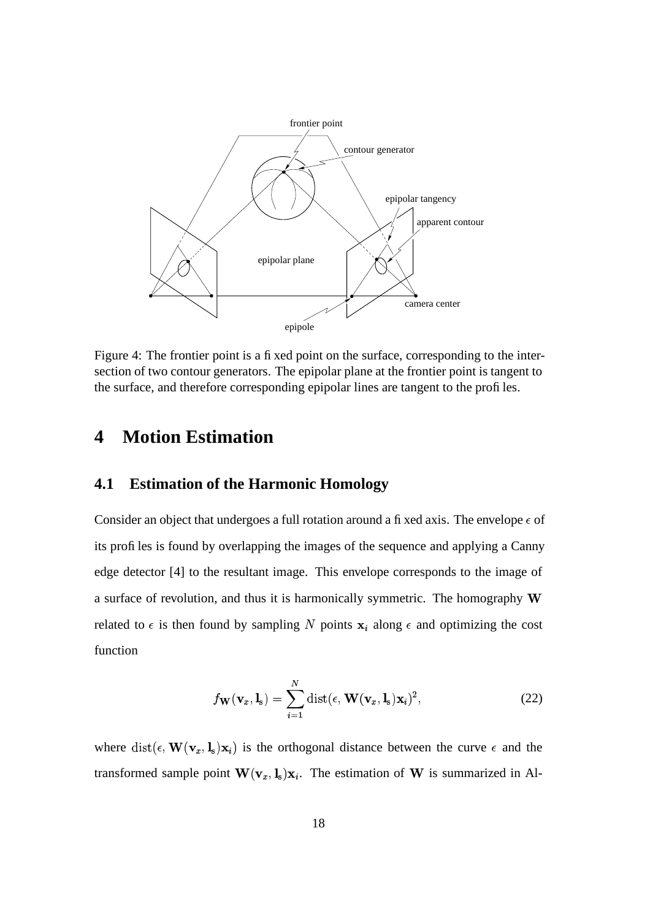Figure 4: The frontier point is a fixed point on the surface, corresponding to the intersection of two contour generators. The epipolar plane at the frontier point is tangent to the surface, and therefore corresponding epipolar lines are tangent to the profiles.

# 4 Motion Estimation

## 4.1 Estimation of the Harmonic Homology

Consider an object that undergoes a full rotation around a fixed axis. The envelope $\epsilon$ of its profiles is found by overlapping the images of the sequence and applying a Canny edge detector [4] to the resultant image. This envelope corresponds to the image of a surface of revolution, and thus it is harmonically symmetric. The homography $\mathbf{W}$ related to $\epsilon$ is then found by sampling $N$ points $\mathbf{x}_i$ along $\epsilon$ and optimizing the cost function

$$f_{\mathbf{W}}(\mathbf{v}_x, \mathbf{l}_s) = \sum_{i=1}^{N} \mathrm{dist}(\epsilon, \mathbf{W}(\mathbf{v}_x, \mathbf{l}_s)\mathbf{x}_i)^2, \tag{22}$$

where $\mathrm{dist}(\epsilon, \mathbf{W}(\mathbf{v}_x, \mathbf{l}_s)\mathbf{x}_i)$ is the orthogonal distance between the curve $\epsilon$ and the transformed sample point $\mathbf{W}(\mathbf{v}_x, \mathbf{l}_s)\mathbf{x}_i$. The estimation of $\mathbf{W}$ is summarized in Al-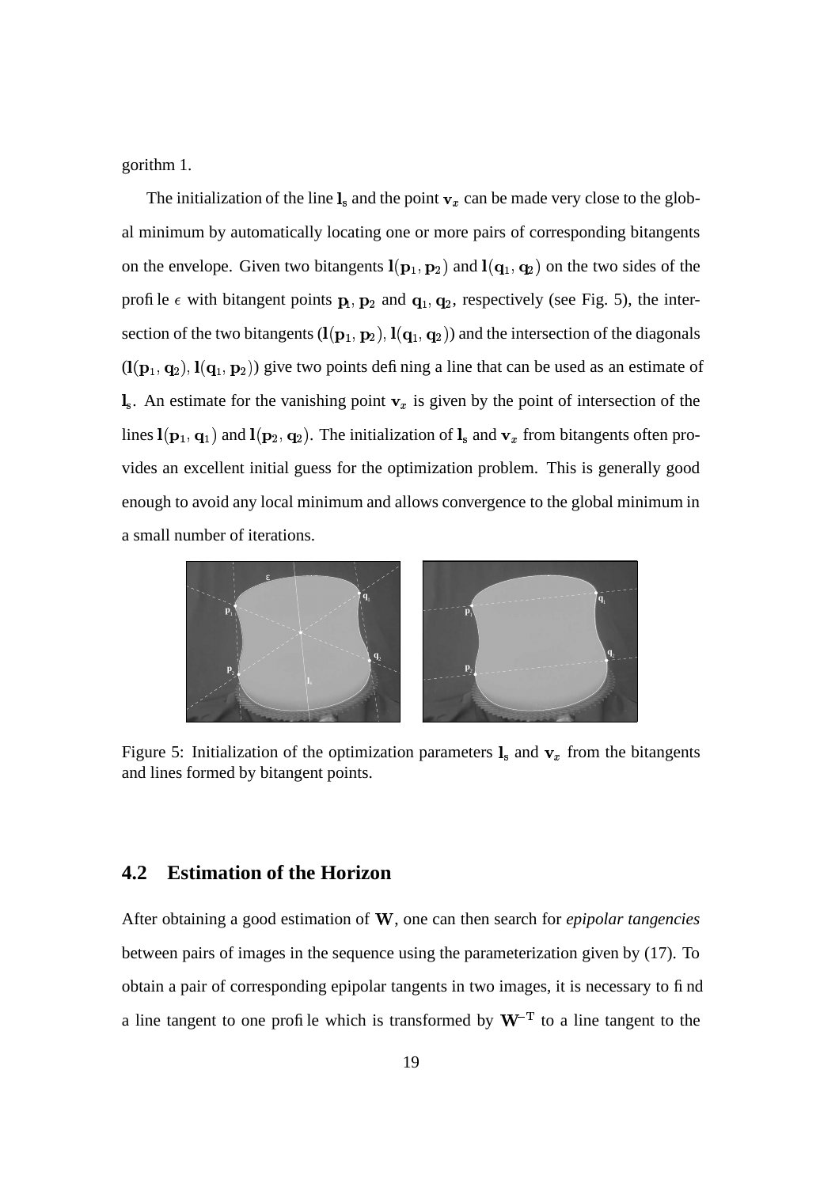gorithm 1.

The initialization of the line $\mathbf{l}_s$ and the point $\mathbf{v}_x$ can be made very close to the global minimum by automatically locating one or more pairs of corresponding bitangents on the envelope. Given two bitangents $\mathbf{l}(\mathbf{p}_1, \mathbf{p}_2)$ and $\mathbf{l}(\mathbf{q}_1, \mathbf{q}_2)$ on the two sides of the profile $\epsilon$ with bitangent points $\mathbf{p}_1, \mathbf{p}_2$ and $\mathbf{q}_1, \mathbf{q}_2$, respectively (see Fig. 5), the intersection of the two bitangents $(\mathbf{l}(\mathbf{p}_1, \mathbf{p}_2), \mathbf{l}(\mathbf{q}_1, \mathbf{q}_2))$ and the intersection of the diagonals $(\mathbf{l}(\mathbf{p}_1, \mathbf{q}_2), \mathbf{l}(\mathbf{q}_1, \mathbf{p}_2))$ give two points defining a line that can be used as an estimate of $\mathbf{l}_s$. An estimate for the vanishing point $\mathbf{v}_x$ is given by the point of intersection of the lines $\mathbf{l}(\mathbf{p}_1, \mathbf{q}_1)$ and $\mathbf{l}(\mathbf{p}_2, \mathbf{q}_2)$. The initialization of $\mathbf{l}_s$ and $\mathbf{v}_x$ from bitangents often provides an excellent initial guess for the optimization problem. This is generally good enough to avoid any local minimum and allows convergence to the global minimum in a small number of iterations.

Figure 5: Initialization of the optimization parameters $\mathbf{l}_s$ and $\mathbf{v}_x$ from the bitangents and lines formed by bitangent points.

## 4.2 Estimation of the Horizon

After obtaining a good estimation of $\mathbf{W}$, one can then search for *epipolar tangencies* between pairs of images in the sequence using the parameterization given by (17). To obtain a pair of corresponding epipolar tangents in two images, it is necessary to find a line tangent to one profile which is transformed by $\mathbf{W}^{-\mathrm{T}}$ to a line tangent to the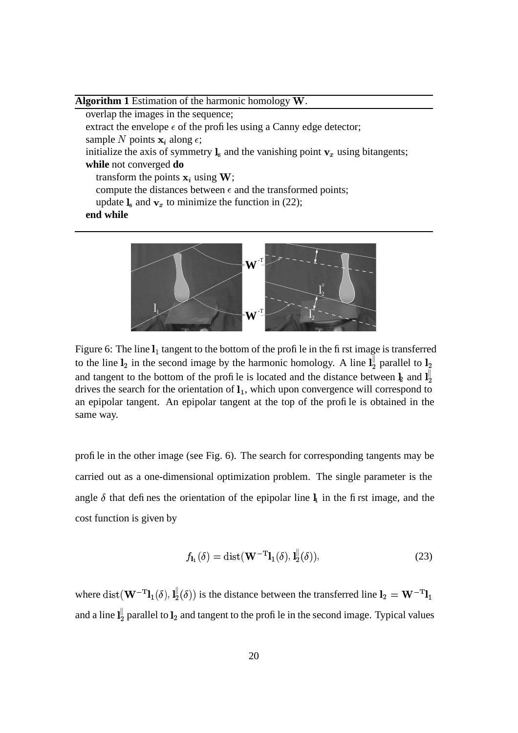**Algorithm 1** Estimation of the harmonic homology $\mathbf{W}$.

```
overlap the images in the sequence;
extract the envelope ϵ of the profiles using a Canny edge detector;
sample N points x_i along ϵ;
initialize the axis of symmetry l_s and the vanishing point v_x using bitangents;
while not converged do
    transform the points x_i using W;
    compute the distances between ϵ and the transformed points;
    update l_s and v_x to minimize the function in (22);
end while
```

Figure 6: The line $\mathbf{l}_1$ tangent to the bottom of the profile in the first image is transferred to the line $\mathbf{l}_2$ in the second image by the harmonic homology. A line $\mathbf{l}_2^{\parallel}$ parallel to $\mathbf{l}_2$ and tangent to the bottom of the profile is located and the distance between $\mathbf{l}_2$ and $\mathbf{l}_2^{\parallel}$ drives the search for the orientation of $\mathbf{l}_1$, which upon convergence will correspond to an epipolar tangent. An epipolar tangent at the top of the profile is obtained in the same way.

profile in the other image (see Fig. 6). The search for corresponding tangents may be carried out as a one-dimensional optimization problem. The single parameter is the angle $\delta$ that defines the orientation of the epipolar line $\mathbf{l}_1$ in the first image, and the cost function is given by

$$f_{\mathbf{l}_1}(\delta) = \mathrm{dist}(\mathbf{W}^{-\mathrm{T}}\mathbf{l}_1(\delta), \mathbf{l}_2^{\parallel}(\delta)), \tag{23}$$

where $\mathrm{dist}(\mathbf{W}^{-\mathrm{T}}\mathbf{l}_1(\delta), \mathbf{l}_2^{\parallel}(\delta))$ is the distance between the transferred line $\mathbf{l}_2 = \mathbf{W}^{-\mathrm{T}}\mathbf{l}_1$ and a line $\mathbf{l}_2^{\parallel}$ parallel to $\mathbf{l}_2$ and tangent to the profile in the second image. Typical values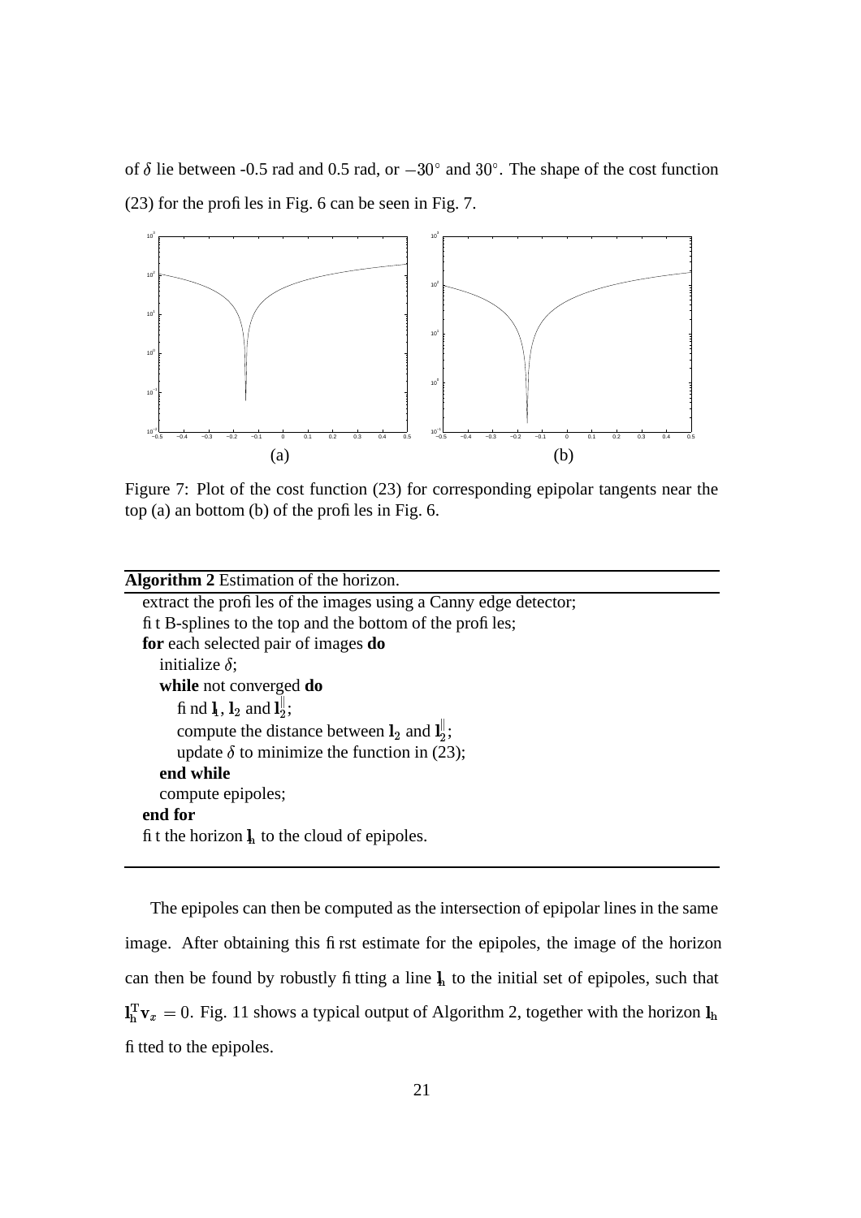of $\delta$ lie between -0.5 rad and 0.5 rad, or $-30^\circ$ and $30^\circ$. The shape of the cost function (23) for the profiles in Fig. 6 can be seen in Fig. 7.

Figure 7: Plot of the cost function (23) for corresponding epipolar tangents near the top (a) an bottom (b) of the profiles in Fig. 6.

**Algorithm 2** Estimation of the horizon.

```
extract the profiles of the images using a Canny edge detector;
fit B-splines to the top and the bottom of the profiles;
for each selected pair of images do
    initialize δ;
    while not converged do
        find l_1, l_2 and l_2^||;
        compute the distance between l_2 and l_2^||;
        update δ to minimize the function in (23);
    end while
    compute epipoles;
end for
fit the horizon l_h to the cloud of epipoles.
```

The epipoles can then be computed as the intersection of epipolar lines in the same image. After obtaining this first estimate for the epipoles, the image of the horizon can then be found by robustly fitting a line $\mathbf{l}_\mathrm{h}$ to the initial set of epipoles, such that $\mathbf{l}_\mathrm{h}^\mathrm{T}\mathbf{v}_x = 0$. Fig. 11 shows a typical output of Algorithm 2, together with the horizon $\mathbf{l}_\mathrm{h}$ fitted to the epipoles.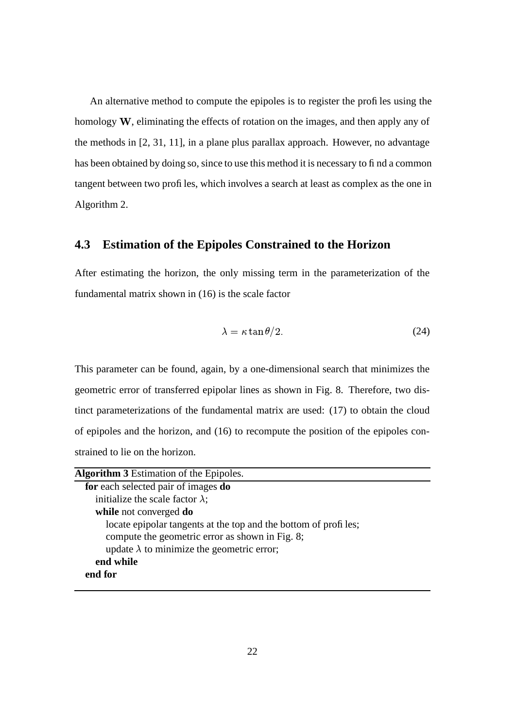An alternative method to compute the epipoles is to register the profiles using the homology $\mathbf{W}$, eliminating the effects of rotation on the images, and then apply any of the methods in [2, 31, 11], in a plane plus parallax approach. However, no advantage has been obtained by doing so, since to use this method it is necessary to find a common tangent between two profiles, which involves a search at least as complex as the one in Algorithm 2.

## 4.3 Estimation of the Epipoles Constrained to the Horizon

After estimating the horizon, the only missing term in the parameterization of the fundamental matrix shown in (16) is the scale factor

$$\lambda = \kappa \tan \theta / 2. \tag{24}$$

This parameter can be found, again, by a one-dimensional search that minimizes the geometric error of transferred epipolar lines as shown in Fig. 8. Therefore, two distinct parameterizations of the fundamental matrix are used: (17) to obtain the cloud of epipoles and the horizon, and (16) to recompute the position of the epipoles constrained to lie on the horizon.

**Algorithm 3** Estimation of the Epipoles.

```
for each selected pair of images do
    initialize the scale factor λ;
    while not converged do
        locate epipolar tangents at the top and the bottom of profiles;
        compute the geometric error as shown in Fig. 8;
        update λ to minimize the geometric error;
    end while
end for
```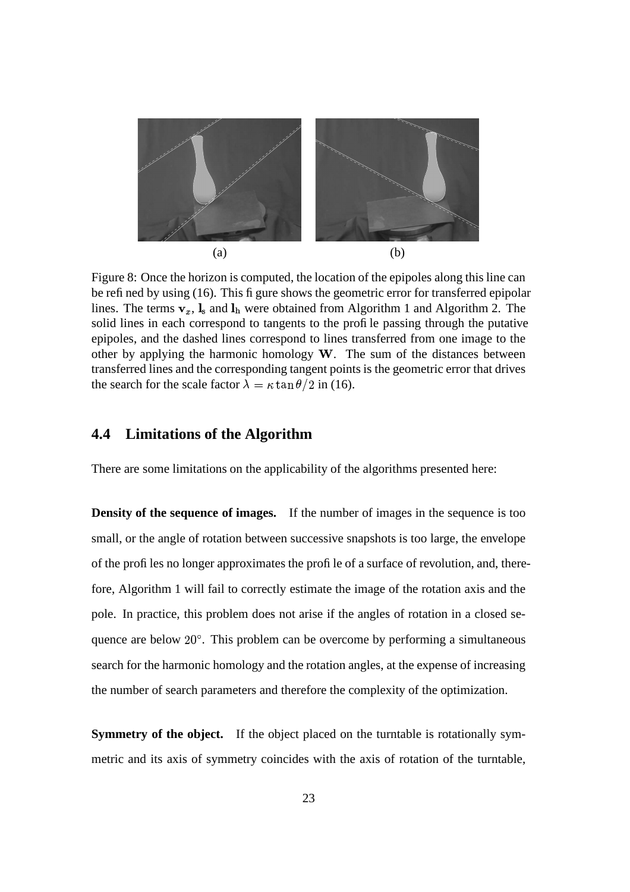(a) (b)

Figure 8: Once the horizon is computed, the location of the epipoles along this line can be refined by using (16). This figure shows the geometric error for transferred epipolar lines. The terms $\mathbf{v}_x$, $\mathbf{l}_s$ and $\mathbf{l}_h$ were obtained from Algorithm 1 and Algorithm 2. The solid lines in each correspond to tangents to the profile passing through the putative epipoles, and the dashed lines correspond to lines transferred from one image to the other by applying the harmonic homology $\mathbf{W}$. The sum of the distances between transferred lines and the corresponding tangent points is the geometric error that drives the search for the scale factor $\lambda = \kappa \tan\theta/2$ in (16).

## 4.4 Limitations of the Algorithm

There are some limitations on the applicability of the algorithms presented here:

**Density of the sequence of images.** If the number of images in the sequence is too small, or the angle of rotation between successive snapshots is too large, the envelope of the profiles no longer approximates the profile of a surface of revolution, and, therefore, Algorithm 1 will fail to correctly estimate the image of the rotation axis and the pole. In practice, this problem does not arise if the angles of rotation in a closed sequence are below $20°$. This problem can be overcome by performing a simultaneous search for the harmonic homology and the rotation angles, at the expense of increasing the number of search parameters and therefore the complexity of the optimization.

**Symmetry of the object.** If the object placed on the turntable is rotationally symmetric and its axis of symmetry coincides with the axis of rotation of the turntable,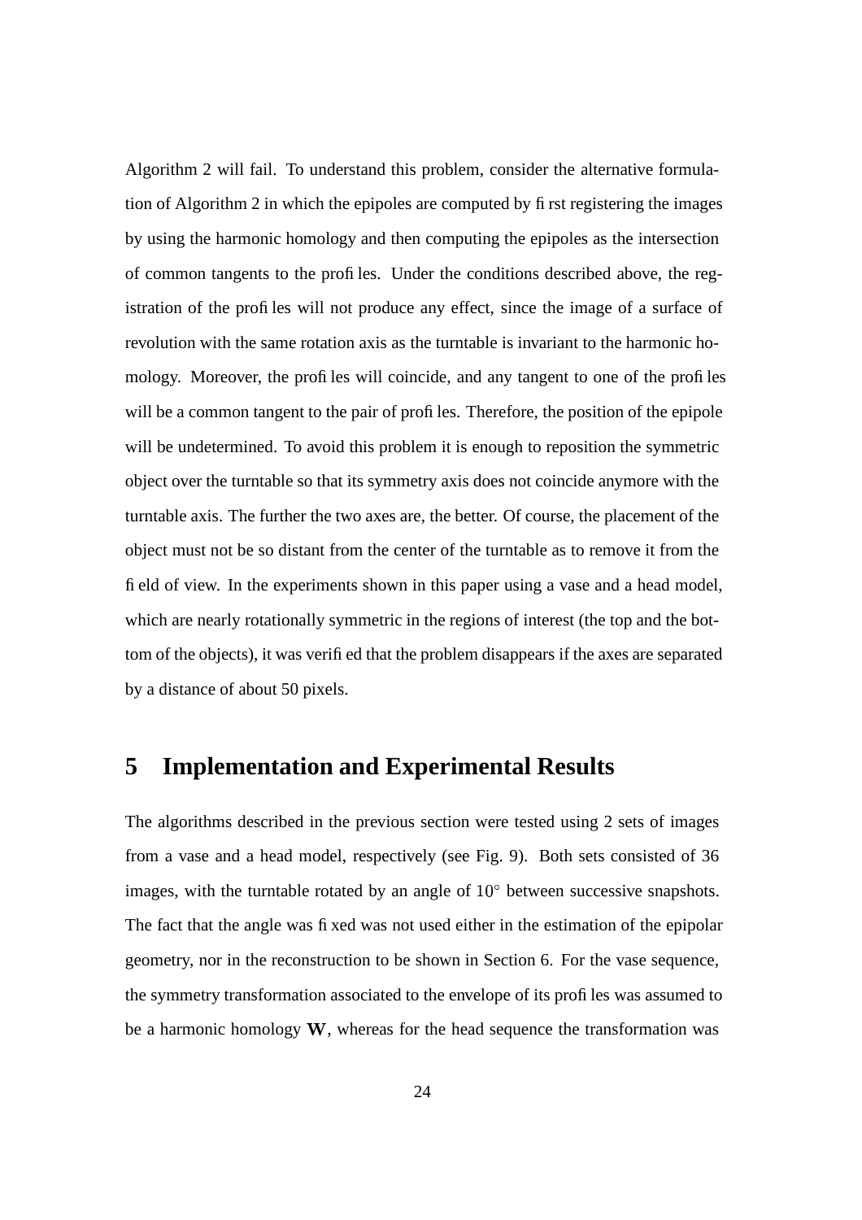Algorithm 2 will fail. To understand this problem, consider the alternative formulation of Algorithm 2 in which the epipoles are computed by first registering the images by using the harmonic homology and then computing the epipoles as the intersection of common tangents to the profiles. Under the conditions described above, the registration of the profiles will not produce any effect, since the image of a surface of revolution with the same rotation axis as the turntable is invariant to the harmonic homology. Moreover, the profiles will coincide, and any tangent to one of the profiles will be a common tangent to the pair of profiles. Therefore, the position of the epipole will be undetermined. To avoid this problem it is enough to reposition the symmetric object over the turntable so that its symmetry axis does not coincide anymore with the turntable axis. The further the two axes are, the better. Of course, the placement of the object must not be so distant from the center of the turntable as to remove it from the field of view. In the experiments shown in this paper using a vase and a head model, which are nearly rotationally symmetric in the regions of interest (the top and the bottom of the objects), it was verified that the problem disappears if the axes are separated by a distance of about 50 pixels.

# 5 Implementation and Experimental Results

The algorithms described in the previous section were tested using 2 sets of images from a vase and a head model, respectively (see Fig. 9). Both sets consisted of 36 images, with the turntable rotated by an angle of $10^{\circ}$ between successive snapshots. The fact that the angle was fixed was not used either in the estimation of the epipolar geometry, nor in the reconstruction to be shown in Section 6. For the vase sequence, the symmetry transformation associated to the envelope of its profiles was assumed to be a harmonic homology $\mathbf{W}$, whereas for the head sequence the transformation was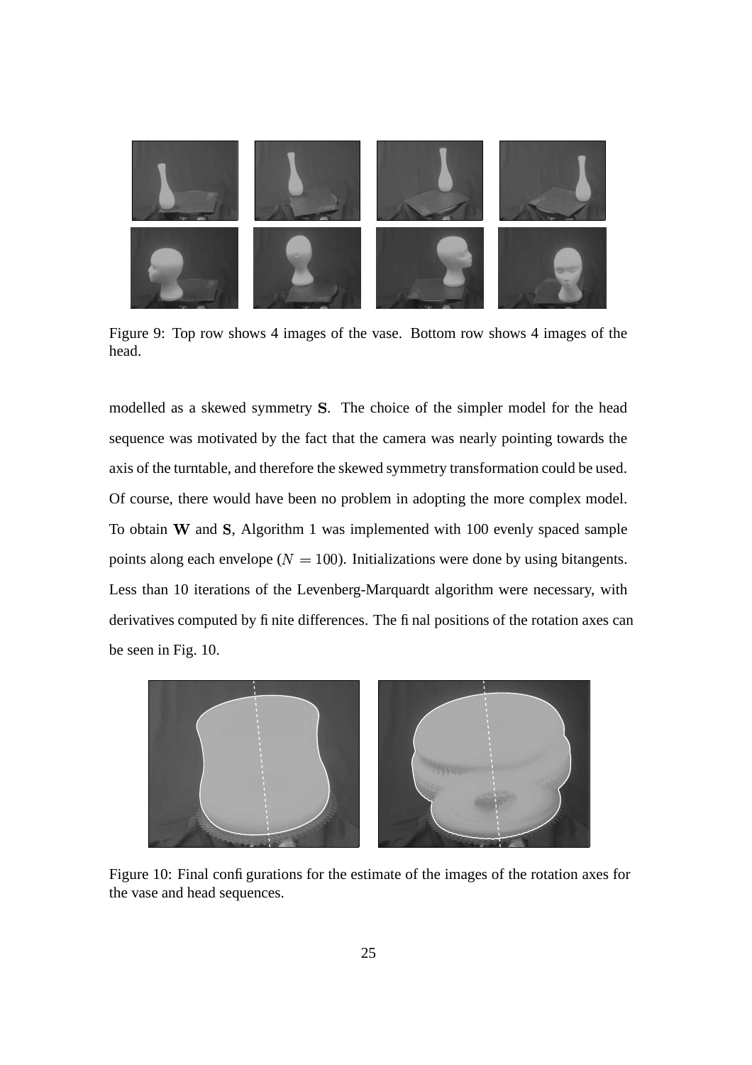Figure 9: Top row shows 4 images of the vase. Bottom row shows 4 images of the head.

modelled as a skewed symmetry $\mathbf{S}$. The choice of the simpler model for the head sequence was motivated by the fact that the camera was nearly pointing towards the axis of the turntable, and therefore the skewed symmetry transformation could be used. Of course, there would have been no problem in adopting the more complex model. To obtain $\mathbf{W}$ and $\mathbf{S}$, Algorithm 1 was implemented with 100 evenly spaced sample points along each envelope ($N = 100$). Initializations were done by using bitangents. Less than 10 iterations of the Levenberg-Marquardt algorithm were necessary, with derivatives computed by finite differences. The final positions of the rotation axes can be seen in Fig. 10.

Figure 10: Final configurations for the estimate of the images of the rotation axes for the vase and head sequences.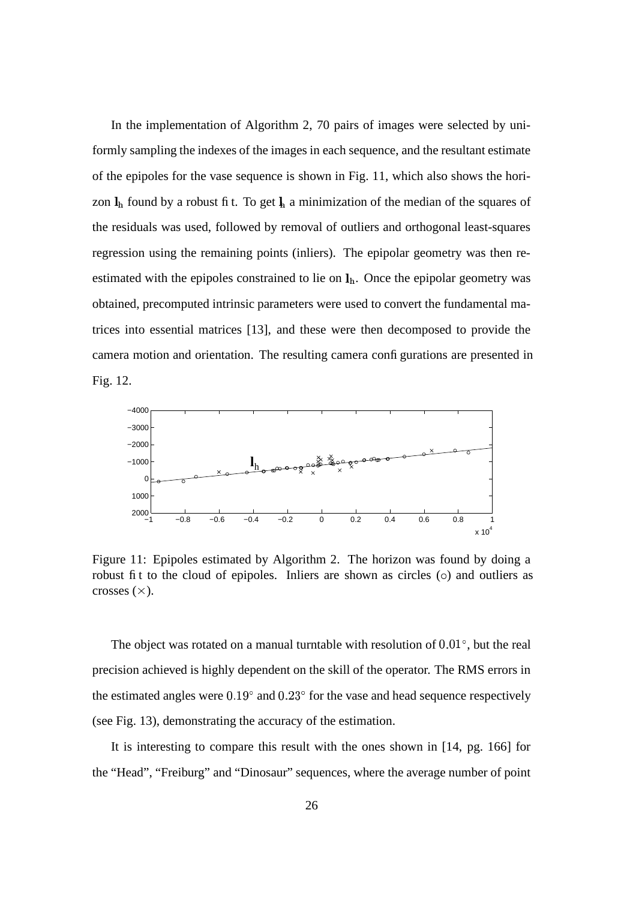In the implementation of Algorithm 2, 70 pairs of images were selected by uniformly sampling the indexes of the images in each sequence, and the resultant estimate of the epipoles for the vase sequence is shown in Fig. 11, which also shows the horizon $\mathbf{l}_\mathrm{h}$ found by a robust fit. To get $\mathbf{l}_\mathrm{h}$ a minimization of the median of the squares of the residuals was used, followed by removal of outliers and orthogonal least-squares regression using the remaining points (inliers). The epipolar geometry was then re-estimated with the epipoles constrained to lie on $\mathbf{l}_\mathrm{h}$. Once the epipolar geometry was obtained, precomputed intrinsic parameters were used to convert the fundamental matrices into essential matrices [13], and these were then decomposed to provide the camera motion and orientation. The resulting camera configurations are presented in Fig. 12.

Figure 11: Epipoles estimated by Algorithm 2. The horizon was found by doing a robust fit to the cloud of epipoles. Inliers are shown as circles ($\circ$) and outliers as crosses ($\times$).

The object was rotated on a manual turntable with resolution of $0.01^\circ$, but the real precision achieved is highly dependent on the skill of the operator. The RMS errors in the estimated angles were $0.19^\circ$ and $0.23^\circ$ for the vase and head sequence respectively (see Fig. 13), demonstrating the accuracy of the estimation.

It is interesting to compare this result with the ones shown in [14, pg. 166] for the "Head", "Freiburg" and "Dinosaur" sequences, where the average number of point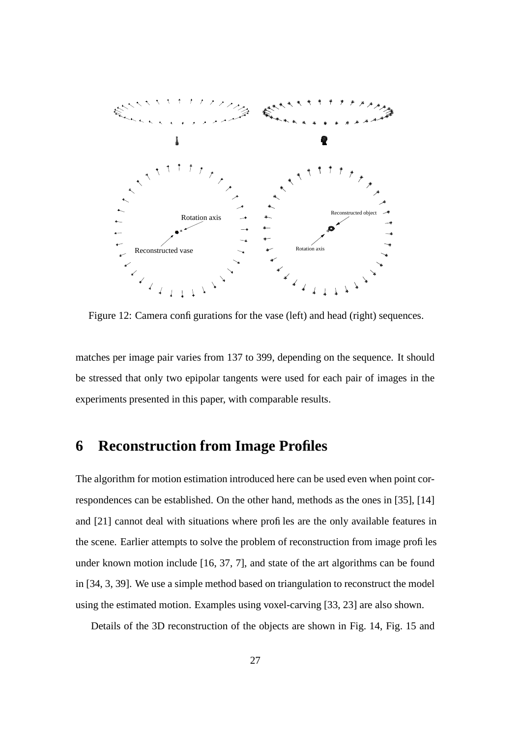Figure 12: Camera configurations for the vase (left) and head (right) sequences.

matches per image pair varies from 137 to 399, depending on the sequence. It should be stressed that only two epipolar tangents were used for each pair of images in the experiments presented in this paper, with comparable results.

# 6 Reconstruction from Image Profiles

The algorithm for motion estimation introduced here can be used even when point correspondences can be established. On the other hand, methods as the ones in [35], [14] and [21] cannot deal with situations where profiles are the only available features in the scene. Earlier attempts to solve the problem of reconstruction from image profiles under known motion include [16, 37, 7], and state of the art algorithms can be found in [34, 3, 39]. We use a simple method based on triangulation to reconstruct the model using the estimated motion. Examples using voxel-carving [33, 23] are also shown.

Details of the 3D reconstruction of the objects are shown in Fig. 14, Fig. 15 and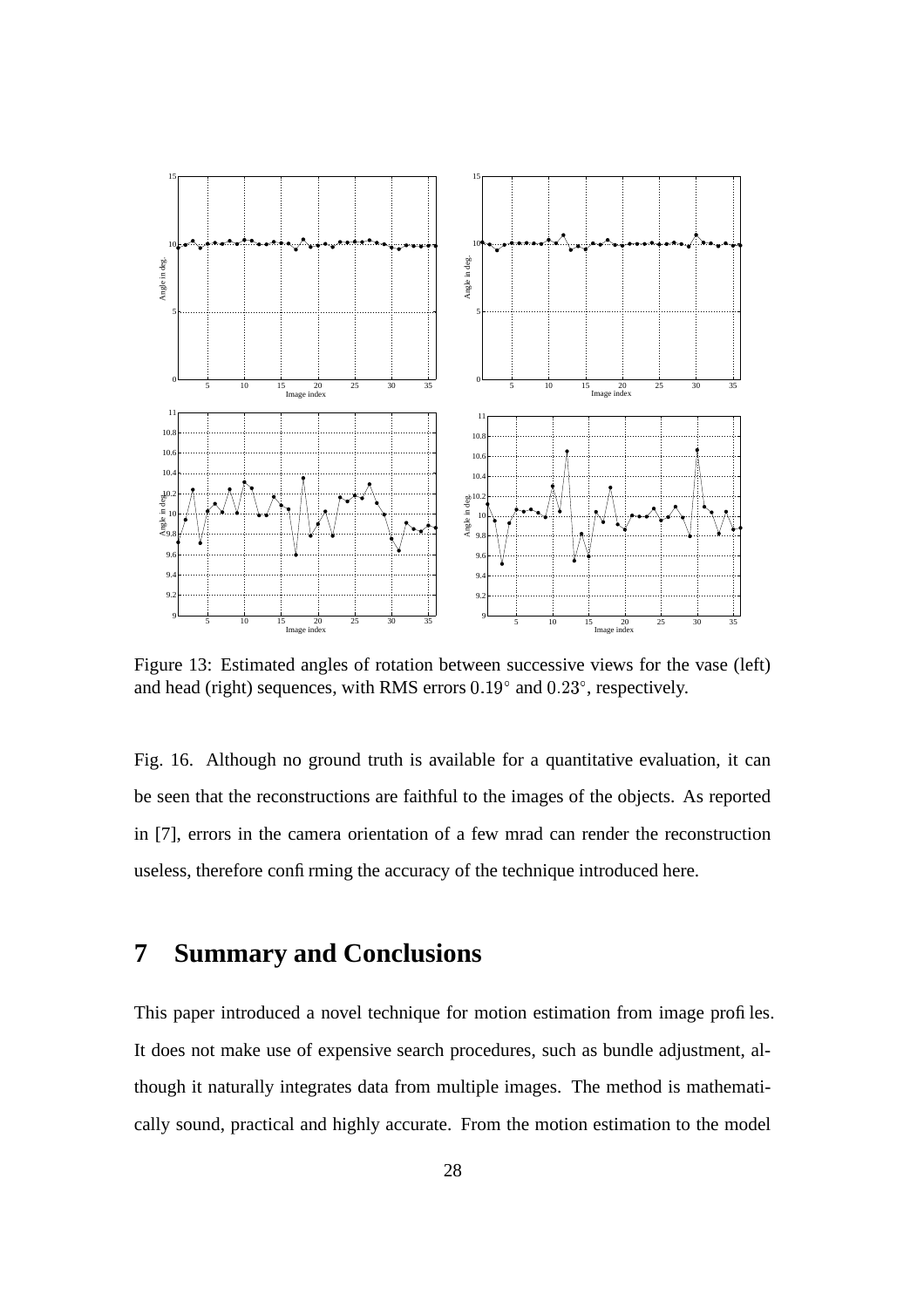Figure 13: Estimated angles of rotation between successive views for the vase (left) and head (right) sequences, with RMS errors $0.19^\circ$ and $0.23^\circ$, respectively.

Fig. 16. Although no ground truth is available for a quantitative evaluation, it can be seen that the reconstructions are faithful to the images of the objects. As reported in [7], errors in the camera orientation of a few mrad can render the reconstruction useless, therefore confirming the accuracy of the technique introduced here.

# 7 Summary and Conclusions

This paper introduced a novel technique for motion estimation from image profiles. It does not make use of expensive search procedures, such as bundle adjustment, although it naturally integrates data from multiple images. The method is mathematically sound, practical and highly accurate. From the motion estimation to the model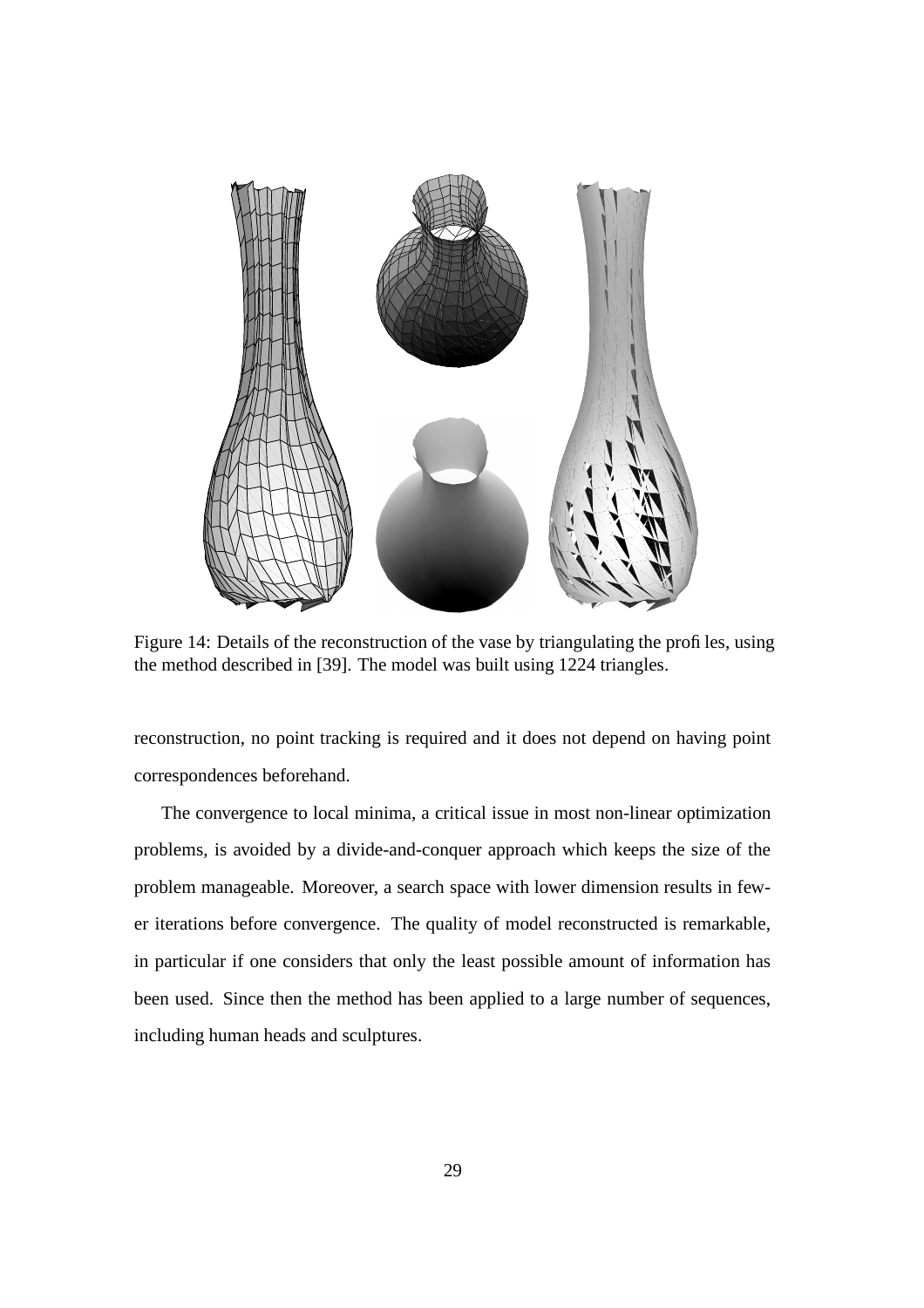Figure 14: Details of the reconstruction of the vase by triangulating the profiles, using the method described in [39]. The model was built using 1224 triangles.

reconstruction, no point tracking is required and it does not depend on having point correspondences beforehand.

The convergence to local minima, a critical issue in most non-linear optimization problems, is avoided by a divide-and-conquer approach which keeps the size of the problem manageable. Moreover, a search space with lower dimension results in fewer iterations before convergence. The quality of model reconstructed is remarkable, in particular if one considers that only the least possible amount of information has been used. Since then the method has been applied to a large number of sequences, including human heads and sculptures.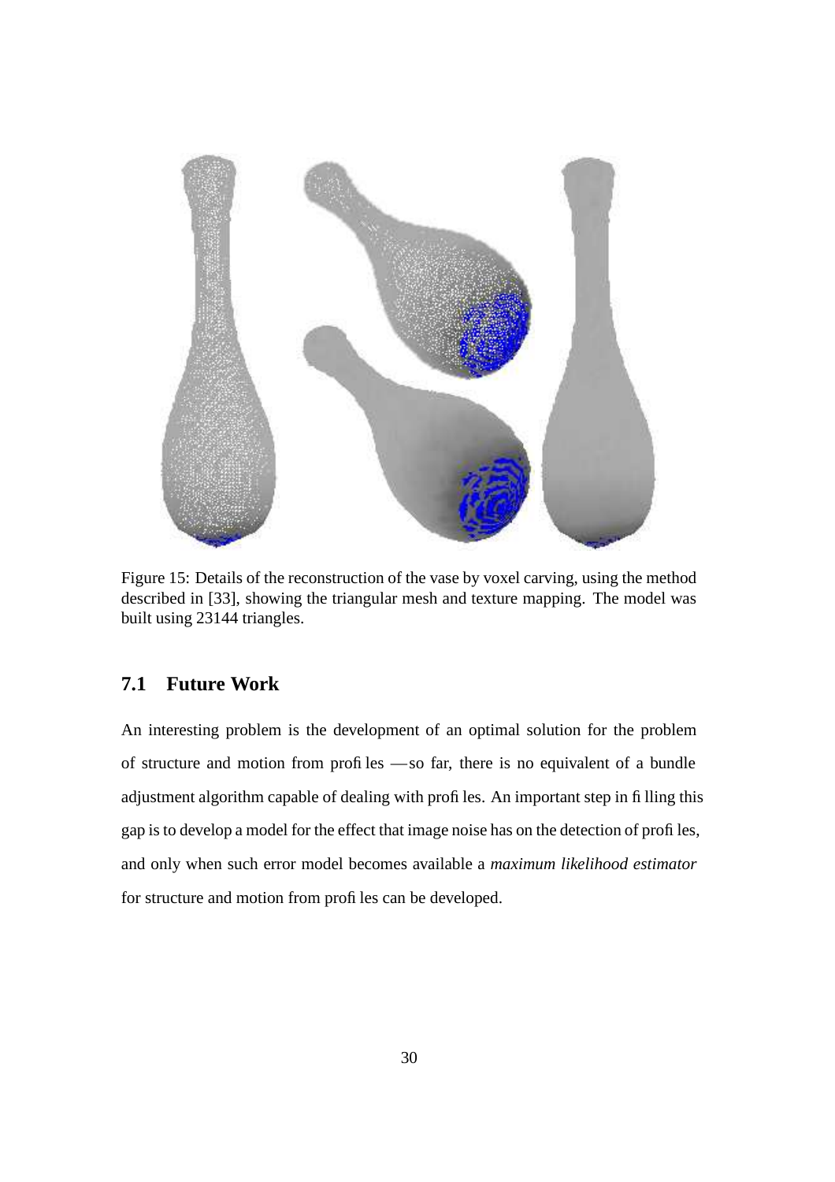Figure 15: Details of the reconstruction of the vase by voxel carving, using the method described in [33], showing the triangular mesh and texture mapping. The model was built using 23144 triangles.

## 7.1 Future Work

An interesting problem is the development of an optimal solution for the problem of structure and motion from profiles — so far, there is no equivalent of a bundle adjustment algorithm capable of dealing with profiles. An important step in filling this gap is to develop a model for the effect that image noise has on the detection of profiles, and only when such error model becomes available a *maximum likelihood estimator* for structure and motion from profiles can be developed.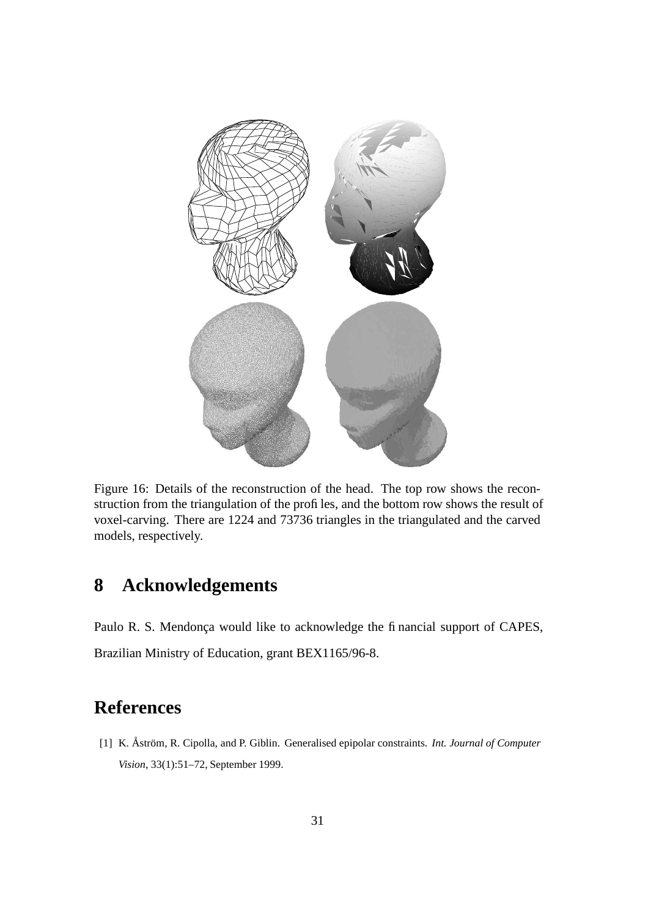Figure 16: Details of the reconstruction of the head. The top row shows the reconstruction from the triangulation of the profiles, and the bottom row shows the result of voxel-carving. There are 1224 and 73736 triangles in the triangulated and the carved models, respectively.

## 8 Acknowledgements

Paulo R. S. Mendonça would like to acknowledge the financial support of CAPES, Brazilian Ministry of Education, grant BEX1165/96-8.

## References

[1] K. Åström, R. Cipolla, and P. Giblin. Generalised epipolar constraints. *Int. Journal of Computer Vision*, 33(1):51–72, September 1999.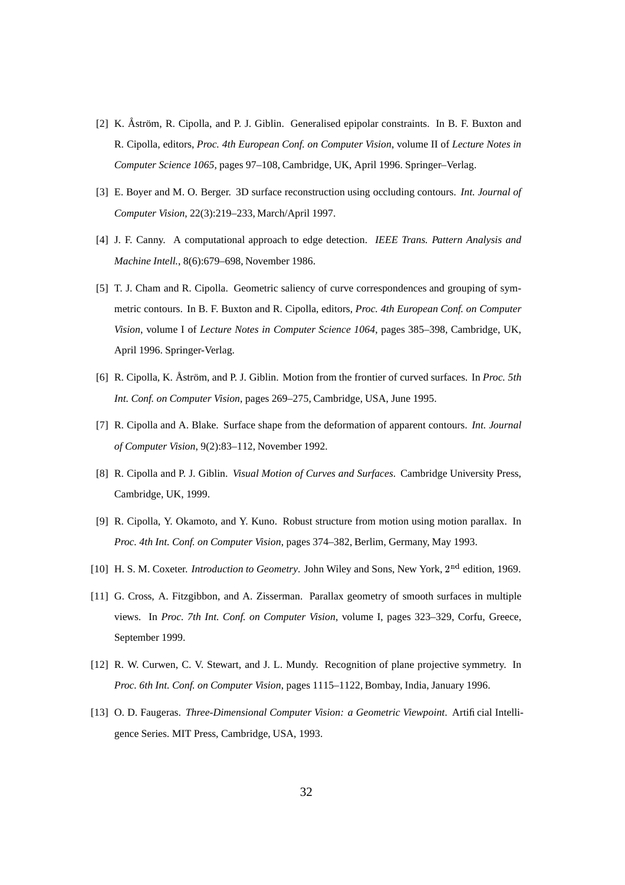[2] K. Åström, R. Cipolla, and P. J. Giblin. Generalised epipolar constraints. In B. F. Buxton and R. Cipolla, editors, *Proc. 4th European Conf. on Computer Vision*, volume II of *Lecture Notes in Computer Science 1065*, pages 97–108, Cambridge, UK, April 1996. Springer–Verlag.

[3] E. Boyer and M. O. Berger. 3D surface reconstruction using occluding contours. *Int. Journal of Computer Vision*, 22(3):219–233, March/April 1997.

[4] J. F. Canny. A computational approach to edge detection. *IEEE Trans. Pattern Analysis and Machine Intell.*, 8(6):679–698, November 1986.

[5] T. J. Cham and R. Cipolla. Geometric saliency of curve correspondences and grouping of symmetric contours. In B. F. Buxton and R. Cipolla, editors, *Proc. 4th European Conf. on Computer Vision*, volume I of *Lecture Notes in Computer Science 1064*, pages 385–398, Cambridge, UK, April 1996. Springer-Verlag.

[6] R. Cipolla, K. Åström, and P. J. Giblin. Motion from the frontier of curved surfaces. In *Proc. 5th Int. Conf. on Computer Vision*, pages 269–275, Cambridge, USA, June 1995.

[7] R. Cipolla and A. Blake. Surface shape from the deformation of apparent contours. *Int. Journal of Computer Vision*, 9(2):83–112, November 1992.

[8] R. Cipolla and P. J. Giblin. *Visual Motion of Curves and Surfaces*. Cambridge University Press, Cambridge, UK, 1999.

[9] R. Cipolla, Y. Okamoto, and Y. Kuno. Robust structure from motion using motion parallax. In *Proc. 4th Int. Conf. on Computer Vision*, pages 374–382, Berlim, Germany, May 1993.

[10] H. S. M. Coxeter. *Introduction to Geometry*. John Wiley and Sons, New York, $2^{\text{nd}}$ edition, 1969.

[11] G. Cross, A. Fitzgibbon, and A. Zisserman. Parallax geometry of smooth surfaces in multiple views. In *Proc. 7th Int. Conf. on Computer Vision*, volume I, pages 323–329, Corfu, Greece, September 1999.

[12] R. W. Curwen, C. V. Stewart, and J. L. Mundy. Recognition of plane projective symmetry. In *Proc. 6th Int. Conf. on Computer Vision*, pages 1115–1122, Bombay, India, January 1996.

[13] O. D. Faugeras. *Three-Dimensional Computer Vision: a Geometric Viewpoint*. Artificial Intelligence Series. MIT Press, Cambridge, USA, 1993.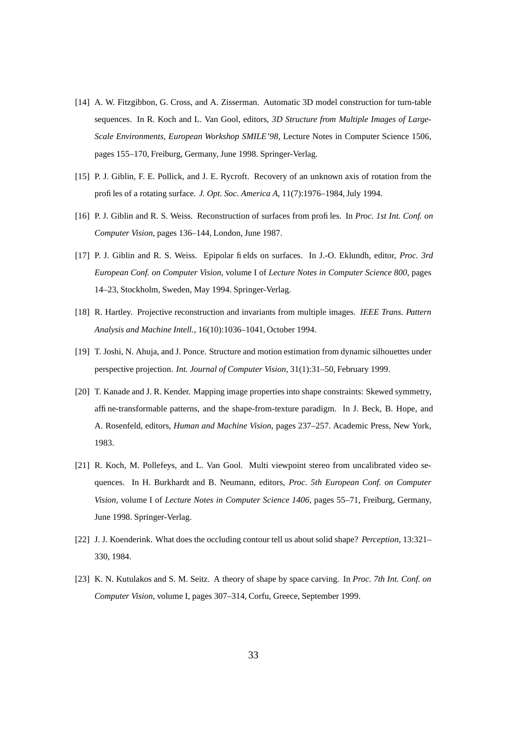[14] A. W. Fitzgibbon, G. Cross, and A. Zisserman. Automatic 3D model construction for turn-table sequences. In R. Koch and L. Van Gool, editors, *3D Structure from Multiple Images of Large-Scale Environments, European Workshop SMILE'98*, Lecture Notes in Computer Science 1506, pages 155–170, Freiburg, Germany, June 1998. Springer-Verlag.

[15] P. J. Giblin, F. E. Pollick, and J. E. Rycroft. Recovery of an unknown axis of rotation from the profiles of a rotating surface. *J. Opt. Soc. America A*, 11(7):1976–1984, July 1994.

[16] P. J. Giblin and R. S. Weiss. Reconstruction of surfaces from profiles. In *Proc. 1st Int. Conf. on Computer Vision*, pages 136–144, London, June 1987.

[17] P. J. Giblin and R. S. Weiss. Epipolar fields on surfaces. In J.-O. Eklundh, editor, *Proc. 3rd European Conf. on Computer Vision*, volume I of *Lecture Notes in Computer Science 800*, pages 14–23, Stockholm, Sweden, May 1994. Springer-Verlag.

[18] R. Hartley. Projective reconstruction and invariants from multiple images. *IEEE Trans. Pattern Analysis and Machine Intell.*, 16(10):1036–1041, October 1994.

[19] T. Joshi, N. Ahuja, and J. Ponce. Structure and motion estimation from dynamic silhouettes under perspective projection. *Int. Journal of Computer Vision*, 31(1):31–50, February 1999.

[20] T. Kanade and J. R. Kender. Mapping image properties into shape constraints: Skewed symmetry, affine-transformable patterns, and the shape-from-texture paradigm. In J. Beck, B. Hope, and A. Rosenfeld, editors, *Human and Machine Vision*, pages 237–257. Academic Press, New York, 1983.

[21] R. Koch, M. Pollefeys, and L. Van Gool. Multi viewpoint stereo from uncalibrated video sequences. In H. Burkhardt and B. Neumann, editors, *Proc. 5th European Conf. on Computer Vision*, volume I of *Lecture Notes in Computer Science 1406*, pages 55–71, Freiburg, Germany, June 1998. Springer-Verlag.

[22] J. J. Koenderink. What does the occluding contour tell us about solid shape? *Perception*, 13:321–330, 1984.

[23] K. N. Kutulakos and S. M. Seitz. A theory of shape by space carving. In *Proc. 7th Int. Conf. on Computer Vision*, volume I, pages 307–314, Corfu, Greece, September 1999.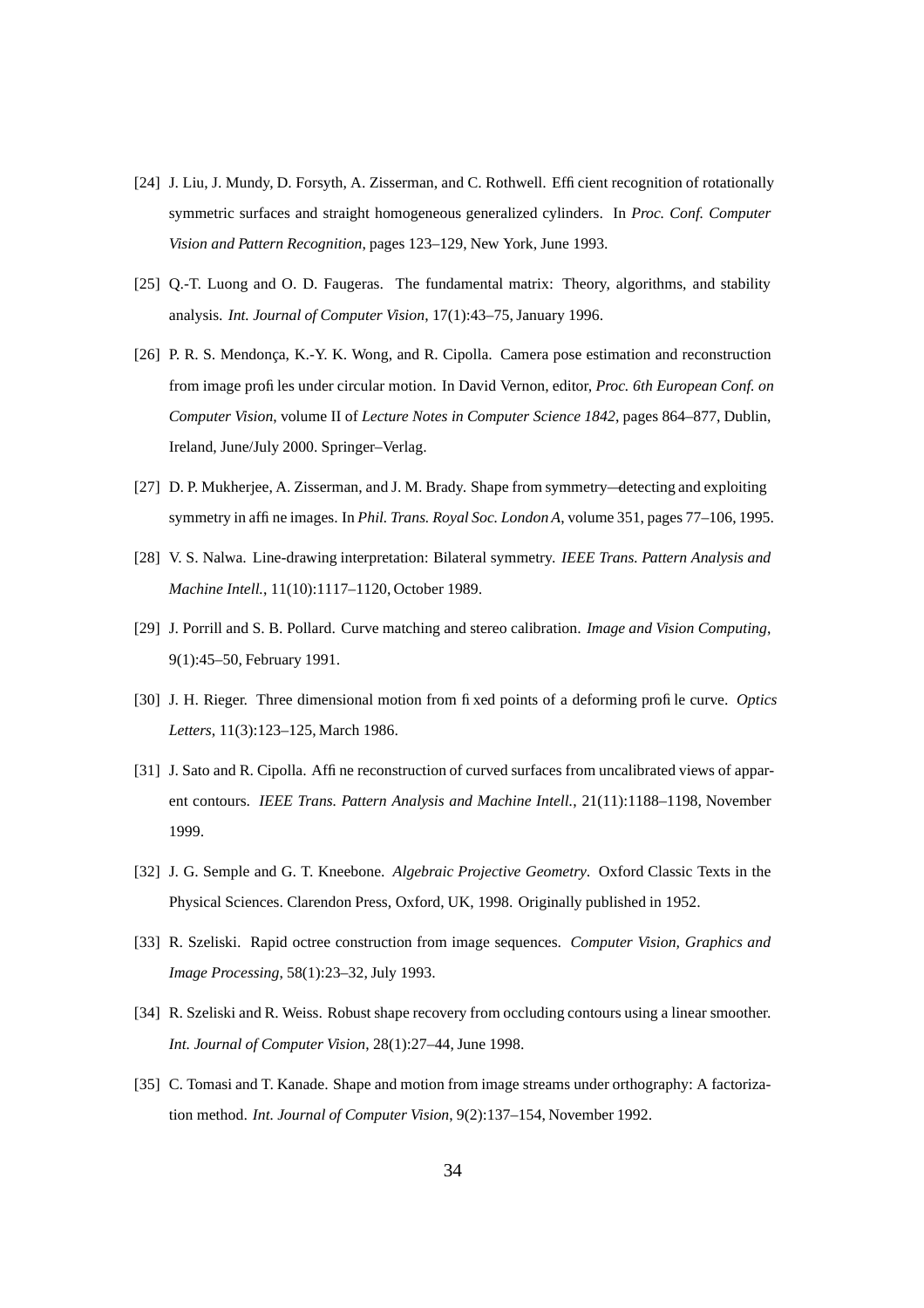[24] J. Liu, J. Mundy, D. Forsyth, A. Zisserman, and C. Rothwell. Efficient recognition of rotationally symmetric surfaces and straight homogeneous generalized cylinders. In *Proc. Conf. Computer Vision and Pattern Recognition*, pages 123–129, New York, June 1993.

[25] Q.-T. Luong and O. D. Faugeras. The fundamental matrix: Theory, algorithms, and stability analysis. *Int. Journal of Computer Vision*, 17(1):43–75, January 1996.

[26] P. R. S. Mendonça, K.-Y. K. Wong, and R. Cipolla. Camera pose estimation and reconstruction from image profiles under circular motion. In David Vernon, editor, *Proc. 6th European Conf. on Computer Vision*, volume II of *Lecture Notes in Computer Science 1842*, pages 864–877, Dublin, Ireland, June/July 2000. Springer–Verlag.

[27] D. P. Mukherjee, A. Zisserman, and J. M. Brady. Shape from symmetry—detecting and exploiting symmetry in affine images. In *Phil. Trans. Royal Soc. London A*, volume 351, pages 77–106, 1995.

[28] V. S. Nalwa. Line-drawing interpretation: Bilateral symmetry. *IEEE Trans. Pattern Analysis and Machine Intell.*, 11(10):1117–1120, October 1989.

[29] J. Porrill and S. B. Pollard. Curve matching and stereo calibration. *Image and Vision Computing*, 9(1):45–50, February 1991.

[30] J. H. Rieger. Three dimensional motion from fixed points of a deforming profile curve. *Optics Letters*, 11(3):123–125, March 1986.

[31] J. Sato and R. Cipolla. Affine reconstruction of curved surfaces from uncalibrated views of apparent contours. *IEEE Trans. Pattern Analysis and Machine Intell.*, 21(11):1188–1198, November 1999.

[32] J. G. Semple and G. T. Kneebone. *Algebraic Projective Geometry*. Oxford Classic Texts in the Physical Sciences. Clarendon Press, Oxford, UK, 1998. Originally published in 1952.

[33] R. Szeliski. Rapid octree construction from image sequences. *Computer Vision, Graphics and Image Processing*, 58(1):23–32, July 1993.

[34] R. Szeliski and R. Weiss. Robust shape recovery from occluding contours using a linear smoother. *Int. Journal of Computer Vision*, 28(1):27–44, June 1998.

[35] C. Tomasi and T. Kanade. Shape and motion from image streams under orthography: A factorization method. *Int. Journal of Computer Vision*, 9(2):137–154, November 1992.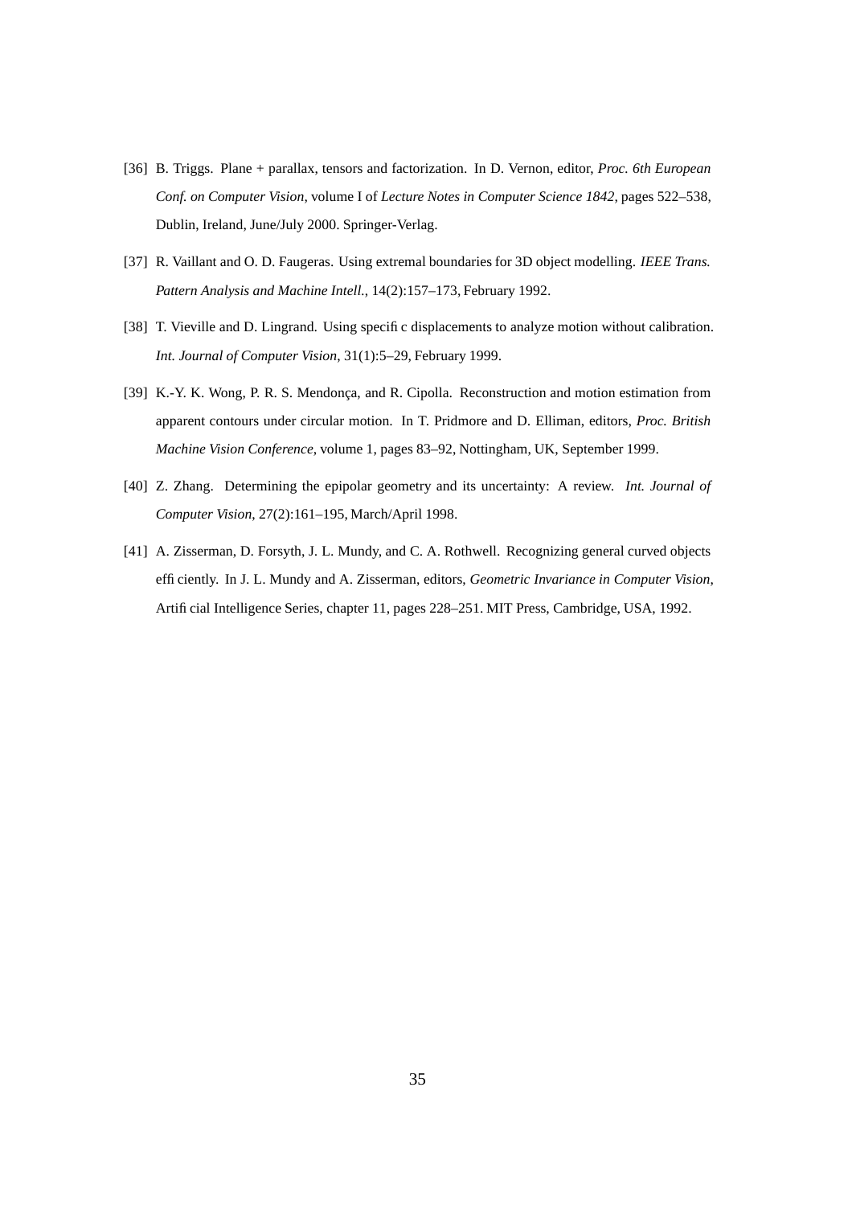[36] B. Triggs. Plane + parallax, tensors and factorization. In D. Vernon, editor, *Proc. 6th European Conf. on Computer Vision*, volume I of *Lecture Notes in Computer Science 1842*, pages 522–538, Dublin, Ireland, June/July 2000. Springer-Verlag.

[37] R. Vaillant and O. D. Faugeras. Using extremal boundaries for 3D object modelling. *IEEE Trans. Pattern Analysis and Machine Intell.*, 14(2):157–173, February 1992.

[38] T. Vieville and D. Lingrand. Using specific displacements to analyze motion without calibration. *Int. Journal of Computer Vision*, 31(1):5–29, February 1999.

[39] K.-Y. K. Wong, P. R. S. Mendonça, and R. Cipolla. Reconstruction and motion estimation from apparent contours under circular motion. In T. Pridmore and D. Elliman, editors, *Proc. British Machine Vision Conference*, volume 1, pages 83–92, Nottingham, UK, September 1999.

[40] Z. Zhang. Determining the epipolar geometry and its uncertainty: A review. *Int. Journal of Computer Vision*, 27(2):161–195, March/April 1998.

[41] A. Zisserman, D. Forsyth, J. L. Mundy, and C. A. Rothwell. Recognizing general curved objects efficiently. In J. L. Mundy and A. Zisserman, editors, *Geometric Invariance in Computer Vision*, Artificial Intelligence Series, chapter 11, pages 228–251. MIT Press, Cambridge, USA, 1992.